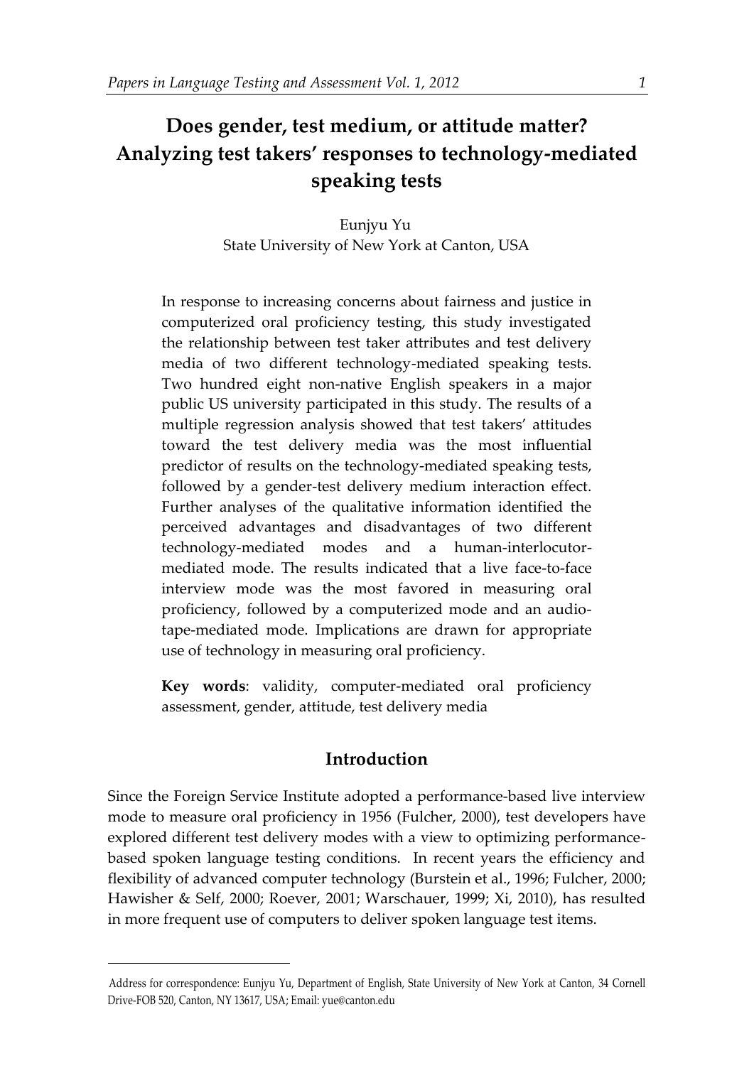# Does gender, test medium, or attitude matter? Analyzing test takers' responses to technology-mediated speaking tests

Eunjyu Yu
State University of New York at Canton, USA

In response to increasing concerns about fairness and justice in computerized oral proficiency testing, this study investigated the relationship between test taker attributes and test delivery media of two different technology-mediated speaking tests. Two hundred eight non-native English speakers in a major public US university participated in this study. The results of a multiple regression analysis showed that test takers' attitudes toward the test delivery media was the most influential predictor of results on the technology-mediated speaking tests, followed by a gender-test delivery medium interaction effect. Further analyses of the qualitative information identified the perceived advantages and disadvantages of two different technology-mediated modes and a human-interlocutor-mediated mode. The results indicated that a live face-to-face interview mode was the most favored in measuring oral proficiency, followed by a computerized mode and an audio-tape-mediated mode. Implications are drawn for appropriate use of technology in measuring oral proficiency.

**Key words**: validity, computer-mediated oral proficiency assessment, gender, attitude, test delivery media

## Introduction

Since the Foreign Service Institute adopted a performance-based live interview mode to measure oral proficiency in 1956 (Fulcher, 2000), test developers have explored different test delivery modes with a view to optimizing performance-based spoken language testing conditions. In recent years the efficiency and flexibility of advanced computer technology (Burstein et al., 1996; Fulcher, 2000; Hawisher & Self, 2000; Roever, 2001; Warschauer, 1999; Xi, 2010), has resulted in more frequent use of computers to deliver spoken language test items.

Address for correspondence: Eunjyu Yu, Department of English, State University of New York at Canton, 34 Cornell Drive-FOB 520, Canton, NY 13617, USA; Email: yue@canton.edu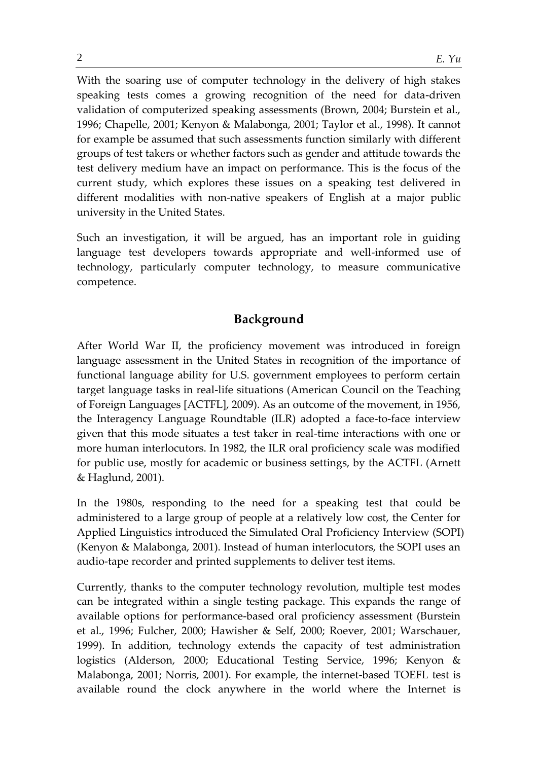With the soaring use of computer technology in the delivery of high stakes speaking tests comes a growing recognition of the need for data-driven validation of computerized speaking assessments (Brown, 2004; Burstein et al., 1996; Chapelle, 2001; Kenyon & Malabonga, 2001; Taylor et al., 1998). It cannot for example be assumed that such assessments function similarly with different groups of test takers or whether factors such as gender and attitude towards the test delivery medium have an impact on performance. This is the focus of the current study, which explores these issues on a speaking test delivered in different modalities with non-native speakers of English at a major public university in the United States.

Such an investigation, it will be argued, has an important role in guiding language test developers towards appropriate and well-informed use of technology, particularly computer technology, to measure communicative competence.

## Background

After World War II, the proficiency movement was introduced in foreign language assessment in the United States in recognition of the importance of functional language ability for U.S. government employees to perform certain target language tasks in real-life situations (American Council on the Teaching of Foreign Languages [ACTFL], 2009). As an outcome of the movement, in 1956, the Interagency Language Roundtable (ILR) adopted a face-to-face interview given that this mode situates a test taker in real-time interactions with one or more human interlocutors. In 1982, the ILR oral proficiency scale was modified for public use, mostly for academic or business settings, by the ACTFL (Arnett & Haglund, 2001).

In the 1980s, responding to the need for a speaking test that could be administered to a large group of people at a relatively low cost, the Center for Applied Linguistics introduced the Simulated Oral Proficiency Interview (SOPI) (Kenyon & Malabonga, 2001). Instead of human interlocutors, the SOPI uses an audio-tape recorder and printed supplements to deliver test items.

Currently, thanks to the computer technology revolution, multiple test modes can be integrated within a single testing package. This expands the range of available options for performance-based oral proficiency assessment (Burstein et al., 1996; Fulcher, 2000; Hawisher & Self, 2000; Roever, 2001; Warschauer, 1999). In addition, technology extends the capacity of test administration logistics (Alderson, 2000; Educational Testing Service, 1996; Kenyon & Malabonga, 2001; Norris, 2001). For example, the internet-based TOEFL test is available round the clock anywhere in the world where the Internet is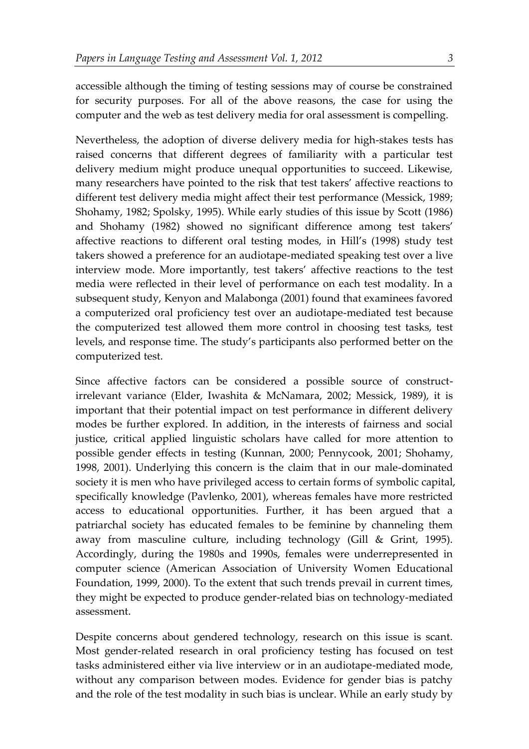accessible although the timing of testing sessions may of course be constrained for security purposes. For all of the above reasons, the case for using the computer and the web as test delivery media for oral assessment is compelling.

Nevertheless, the adoption of diverse delivery media for high-stakes tests has raised concerns that different degrees of familiarity with a particular test delivery medium might produce unequal opportunities to succeed. Likewise, many researchers have pointed to the risk that test takers' affective reactions to different test delivery media might affect their test performance (Messick, 1989; Shohamy, 1982; Spolsky, 1995). While early studies of this issue by Scott (1986) and Shohamy (1982) showed no significant difference among test takers' affective reactions to different oral testing modes, in Hill's (1998) study test takers showed a preference for an audiotape-mediated speaking test over a live interview mode. More importantly, test takers' affective reactions to the test media were reflected in their level of performance on each test modality. In a subsequent study, Kenyon and Malabonga (2001) found that examinees favored a computerized oral proficiency test over an audiotape-mediated test because the computerized test allowed them more control in choosing test tasks, test levels, and response time. The study's participants also performed better on the computerized test.

Since affective factors can be considered a possible source of construct-irrelevant variance (Elder, Iwashita & McNamara, 2002; Messick, 1989), it is important that their potential impact on test performance in different delivery modes be further explored. In addition, in the interests of fairness and social justice, critical applied linguistic scholars have called for more attention to possible gender effects in testing (Kunnan, 2000; Pennycook, 2001; Shohamy, 1998, 2001). Underlying this concern is the claim that in our male-dominated society it is men who have privileged access to certain forms of symbolic capital, specifically knowledge (Pavlenko, 2001), whereas females have more restricted access to educational opportunities. Further, it has been argued that a patriarchal society has educated females to be feminine by channeling them away from masculine culture, including technology (Gill & Grint, 1995). Accordingly, during the 1980s and 1990s, females were underrepresented in computer science (American Association of University Women Educational Foundation, 1999, 2000). To the extent that such trends prevail in current times, they might be expected to produce gender-related bias on technology-mediated assessment.

Despite concerns about gendered technology, research on this issue is scant. Most gender-related research in oral proficiency testing has focused on test tasks administered either via live interview or in an audiotape-mediated mode, without any comparison between modes. Evidence for gender bias is patchy and the role of the test modality in such bias is unclear. While an early study by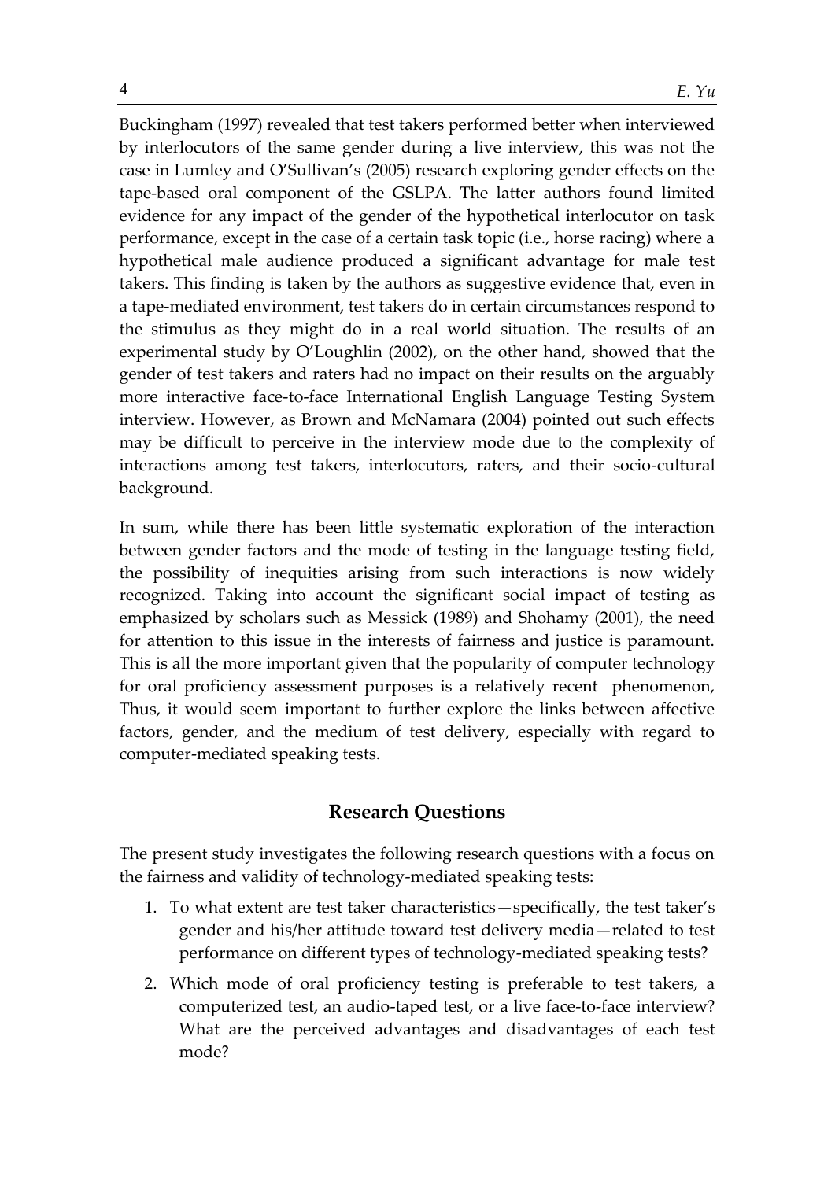Buckingham (1997) revealed that test takers performed better when interviewed by interlocutors of the same gender during a live interview, this was not the case in Lumley and O'Sullivan's (2005) research exploring gender effects on the tape-based oral component of the GSLPA. The latter authors found limited evidence for any impact of the gender of the hypothetical interlocutor on task performance, except in the case of a certain task topic (i.e., horse racing) where a hypothetical male audience produced a significant advantage for male test takers. This finding is taken by the authors as suggestive evidence that, even in a tape-mediated environment, test takers do in certain circumstances respond to the stimulus as they might do in a real world situation. The results of an experimental study by O'Loughlin (2002), on the other hand, showed that the gender of test takers and raters had no impact on their results on the arguably more interactive face-to-face International English Language Testing System interview. However, as Brown and McNamara (2004) pointed out such effects may be difficult to perceive in the interview mode due to the complexity of interactions among test takers, interlocutors, raters, and their socio-cultural background.

In sum, while there has been little systematic exploration of the interaction between gender factors and the mode of testing in the language testing field, the possibility of inequities arising from such interactions is now widely recognized. Taking into account the significant social impact of testing as emphasized by scholars such as Messick (1989) and Shohamy (2001), the need for attention to this issue in the interests of fairness and justice is paramount. This is all the more important given that the popularity of computer technology for oral proficiency assessment purposes is a relatively recent phenomenon, Thus, it would seem important to further explore the links between affective factors, gender, and the medium of test delivery, especially with regard to computer-mediated speaking tests.

## Research Questions

The present study investigates the following research questions with a focus on the fairness and validity of technology-mediated speaking tests:

1. To what extent are test taker characteristics—specifically, the test taker's gender and his/her attitude toward test delivery media—related to test performance on different types of technology-mediated speaking tests?
2. Which mode of oral proficiency testing is preferable to test takers, a computerized test, an audio-taped test, or a live face-to-face interview? What are the perceived advantages and disadvantages of each test mode?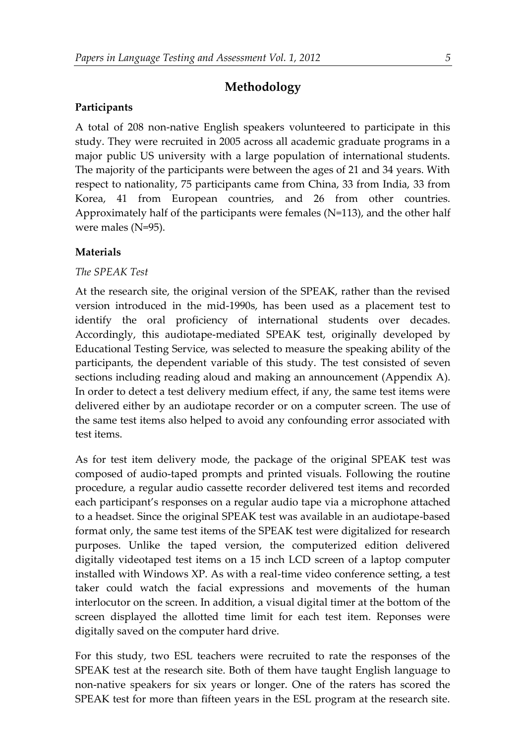# Methodology

## Participants

A total of 208 non-native English speakers volunteered to participate in this study. They were recruited in 2005 across all academic graduate programs in a major public US university with a large population of international students. The majority of the participants were between the ages of 21 and 34 years. With respect to nationality, 75 participants came from China, 33 from India, 33 from Korea, 41 from European countries, and 26 from other countries. Approximately half of the participants were females (N=113), and the other half were males (N=95).

## Materials

### *The SPEAK Test*

At the research site, the original version of the SPEAK, rather than the revised version introduced in the mid-1990s, has been used as a placement test to identify the oral proficiency of international students over decades. Accordingly, this audiotape-mediated SPEAK test, originally developed by Educational Testing Service, was selected to measure the speaking ability of the participants, the dependent variable of this study. The test consisted of seven sections including reading aloud and making an announcement (Appendix A). In order to detect a test delivery medium effect, if any, the same test items were delivered either by an audiotape recorder or on a computer screen. The use of the same test items also helped to avoid any confounding error associated with test items.

As for test item delivery mode, the package of the original SPEAK test was composed of audio-taped prompts and printed visuals. Following the routine procedure, a regular audio cassette recorder delivered test items and recorded each participant's responses on a regular audio tape via a microphone attached to a headset. Since the original SPEAK test was available in an audiotape-based format only, the same test items of the SPEAK test were digitalized for research purposes. Unlike the taped version, the computerized edition delivered digitally videotaped test items on a 15 inch LCD screen of a laptop computer installed with Windows XP. As with a real-time video conference setting, a test taker could watch the facial expressions and movements of the human interlocutor on the screen. In addition, a visual digital timer at the bottom of the screen displayed the allotted time limit for each test item. Reponses were digitally saved on the computer hard drive.

For this study, two ESL teachers were recruited to rate the responses of the SPEAK test at the research site. Both of them have taught English language to non-native speakers for six years or longer. One of the raters has scored the SPEAK test for more than fifteen years in the ESL program at the research site.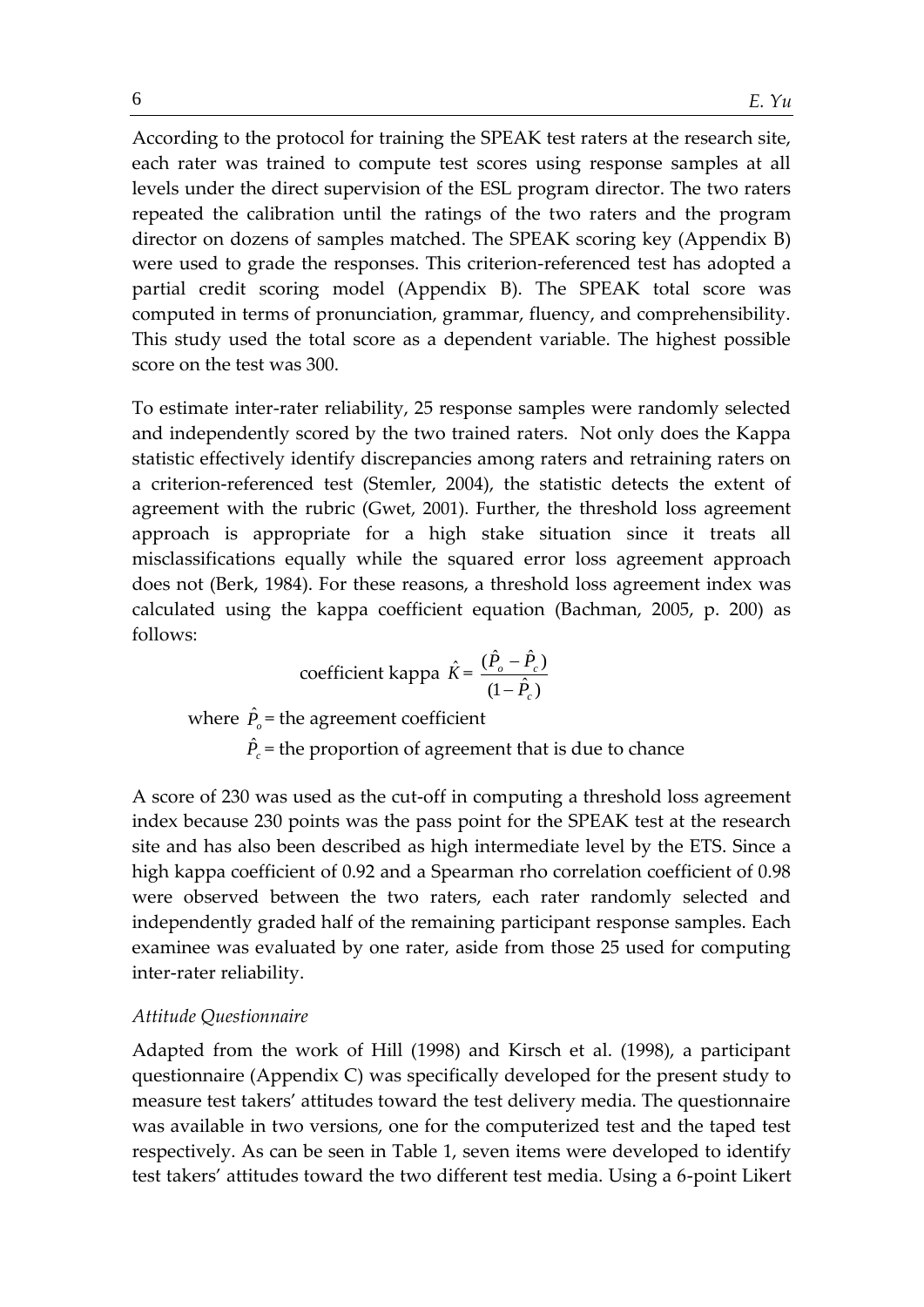According to the protocol for training the SPEAK test raters at the research site, each rater was trained to compute test scores using response samples at all levels under the direct supervision of the ESL program director. The two raters repeated the calibration until the ratings of the two raters and the program director on dozens of samples matched. The SPEAK scoring key (Appendix B) were used to grade the responses. This criterion-referenced test has adopted a partial credit scoring model (Appendix B). The SPEAK total score was computed in terms of pronunciation, grammar, fluency, and comprehensibility. This study used the total score as a dependent variable. The highest possible score on the test was 300.

To estimate inter-rater reliability, 25 response samples were randomly selected and independently scored by the two trained raters. Not only does the Kappa statistic effectively identify discrepancies among raters and retraining raters on a criterion-referenced test (Stemler, 2004), the statistic detects the extent of agreement with the rubric (Gwet, 2001). Further, the threshold loss agreement approach is appropriate for a high stake situation since it treats all misclassifications equally while the squared error loss agreement approach does not (Berk, 1984). For these reasons, a threshold loss agreement index was calculated using the kappa coefficient equation (Bachman, 2005, p. 200) as follows:

$$\text{coefficient kappa } \hat{K} = \frac{(\hat{P}_o - \hat{P}_c)}{(1 - \hat{P}_c)}$$

where $\hat{P}_o$ = the agreement coefficient

$\hat{P}_c$ = the proportion of agreement that is due to chance

A score of 230 was used as the cut-off in computing a threshold loss agreement index because 230 points was the pass point for the SPEAK test at the research site and has also been described as high intermediate level by the ETS. Since a high kappa coefficient of 0.92 and a Spearman rho correlation coefficient of 0.98 were observed between the two raters, each rater randomly selected and independently graded half of the remaining participant response samples. Each examinee was evaluated by one rater, aside from those 25 used for computing inter-rater reliability.

*Attitude Questionnaire*

Adapted from the work of Hill (1998) and Kirsch et al. (1998), a participant questionnaire (Appendix C) was specifically developed for the present study to measure test takers' attitudes toward the test delivery media. The questionnaire was available in two versions, one for the computerized test and the taped test respectively. As can be seen in Table 1, seven items were developed to identify test takers' attitudes toward the two different test media. Using a 6-point Likert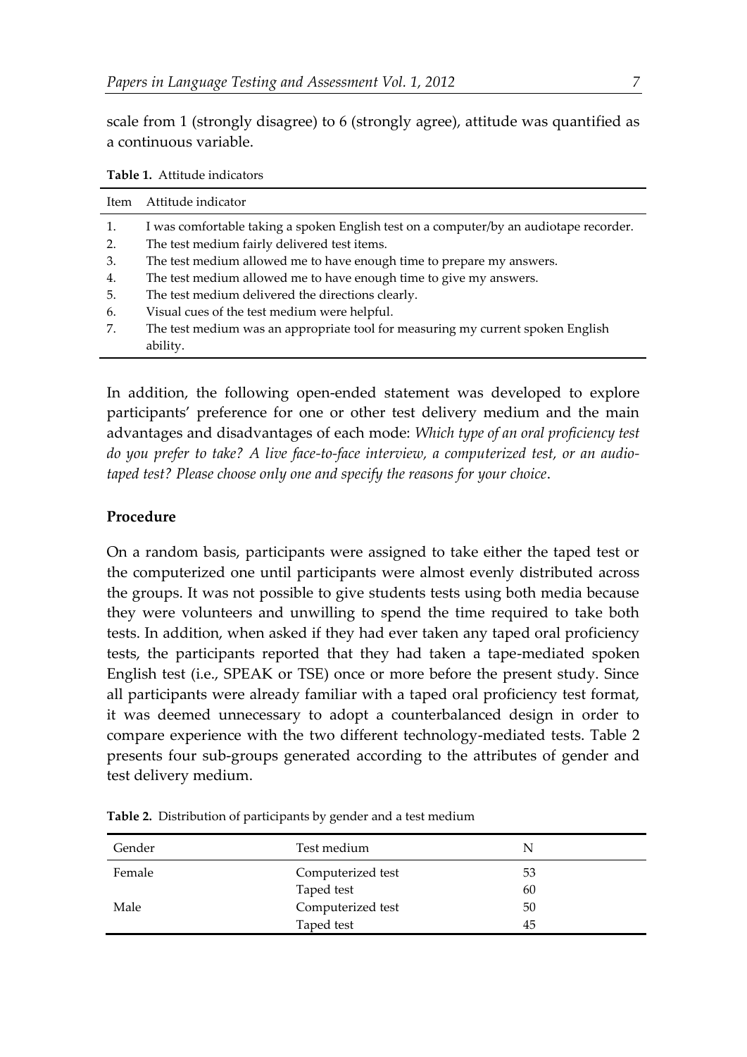scale from 1 (strongly disagree) to 6 (strongly agree), attitude was quantified as a continuous variable.

**Table 1.** Attitude indicators

| Item | Attitude indicator |
|---|---|
| 1. | I was comfortable taking a spoken English test on a computer/by an audiotape recorder. |
| 2. | The test medium fairly delivered test items. |
| 3. | The test medium allowed me to have enough time to prepare my answers. |
| 4. | The test medium allowed me to have enough time to give my answers. |
| 5. | The test medium delivered the directions clearly. |
| 6. | Visual cues of the test medium were helpful. |
| 7. | The test medium was an appropriate tool for measuring my current spoken English ability. |

In addition, the following open-ended statement was developed to explore participants' preference for one or other test delivery medium and the main advantages and disadvantages of each mode: *Which type of an oral proficiency test do you prefer to take? A live face-to-face interview, a computerized test, or an audio-taped test? Please choose only one and specify the reasons for your choice*.

## Procedure

On a random basis, participants were assigned to take either the taped test or the computerized one until participants were almost evenly distributed across the groups. It was not possible to give students tests using both media because they were volunteers and unwilling to spend the time required to take both tests. In addition, when asked if they had ever taken any taped oral proficiency tests, the participants reported that they had taken a tape-mediated spoken English test (i.e., SPEAK or TSE) once or more before the present study. Since all participants were already familiar with a taped oral proficiency test format, it was deemed unnecessary to adopt a counterbalanced design in order to compare experience with the two different technology-mediated tests. Table 2 presents four sub-groups generated according to the attributes of gender and test delivery medium.

**Table 2.** Distribution of participants by gender and a test medium

| Gender | Test medium | N |
|---|---|---|
| Female | Computerized test | 53 |
| | Taped test | 60 |
| Male | Computerized test | 50 |
| | Taped test | 45 |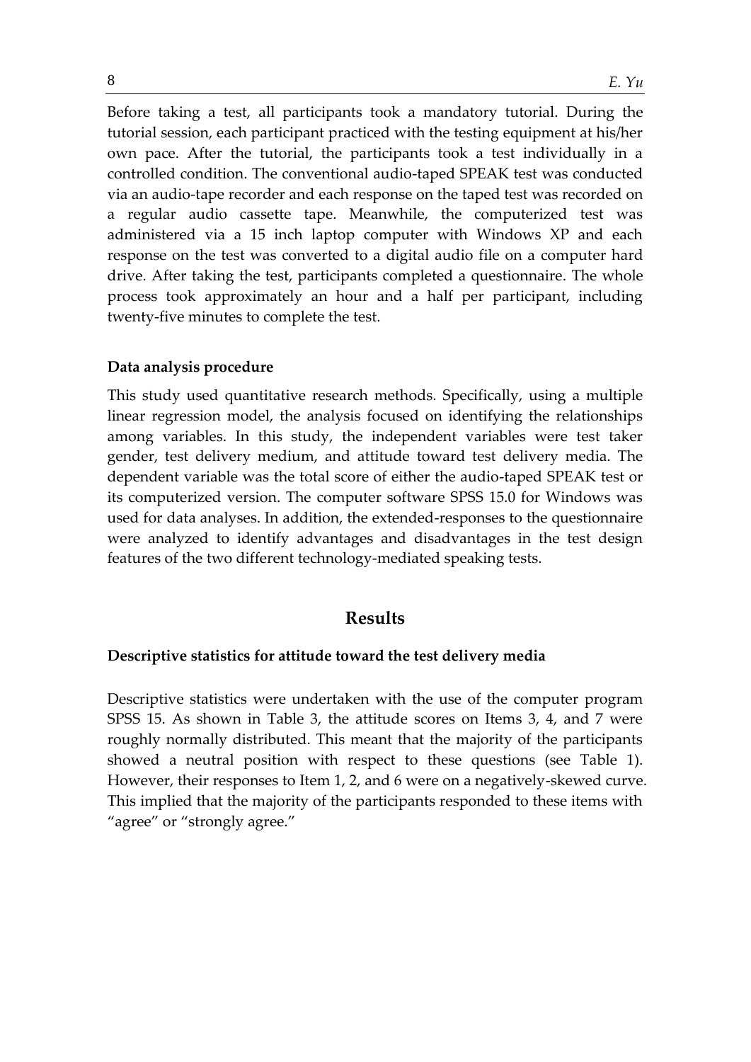Before taking a test, all participants took a mandatory tutorial. During the tutorial session, each participant practiced with the testing equipment at his/her own pace. After the tutorial, the participants took a test individually in a controlled condition. The conventional audio-taped SPEAK test was conducted via an audio-tape recorder and each response on the taped test was recorded on a regular audio cassette tape. Meanwhile, the computerized test was administered via a 15 inch laptop computer with Windows XP and each response on the test was converted to a digital audio file on a computer hard drive. After taking the test, participants completed a questionnaire. The whole process took approximately an hour and a half per participant, including twenty-five minutes to complete the test.

### Data analysis procedure

This study used quantitative research methods. Specifically, using a multiple linear regression model, the analysis focused on identifying the relationships among variables. In this study, the independent variables were test taker gender, test delivery medium, and attitude toward test delivery media. The dependent variable was the total score of either the audio-taped SPEAK test or its computerized version. The computer software SPSS 15.0 for Windows was used for data analyses. In addition, the extended-responses to the questionnaire were analyzed to identify advantages and disadvantages in the test design features of the two different technology-mediated speaking tests.

## Results

### Descriptive statistics for attitude toward the test delivery media

Descriptive statistics were undertaken with the use of the computer program SPSS 15. As shown in Table 3, the attitude scores on Items 3, 4, and 7 were roughly normally distributed. This meant that the majority of the participants showed a neutral position with respect to these questions (see Table 1). However, their responses to Item 1, 2, and 6 were on a negatively-skewed curve. This implied that the majority of the participants responded to these items with "agree" or "strongly agree."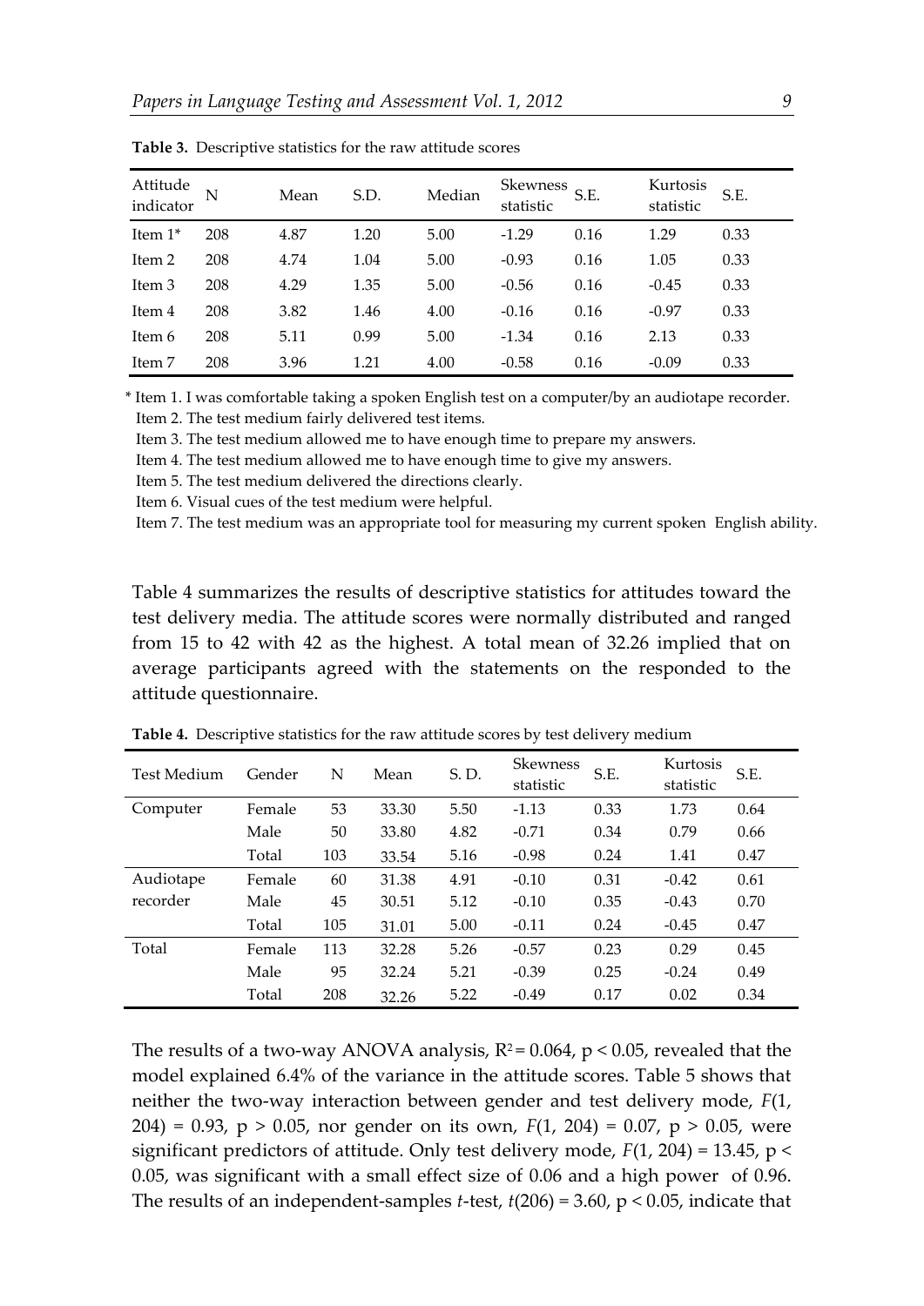**Table 3.** Descriptive statistics for the raw attitude scores

| Attitude indicator | N | Mean | S.D. | Median | Skewness statistic | S.E. | Kurtosis statistic | S.E. |
|---|---|---|---|---|---|---|---|---|
| Item 1* | 208 | 4.87 | 1.20 | 5.00 | -1.29 | 0.16 | 1.29 | 0.33 |
| Item 2 | 208 | 4.74 | 1.04 | 5.00 | -0.93 | 0.16 | 1.05 | 0.33 |
| Item 3 | 208 | 4.29 | 1.35 | 5.00 | -0.56 | 0.16 | -0.45 | 0.33 |
| Item 4 | 208 | 3.82 | 1.46 | 4.00 | -0.16 | 0.16 | -0.97 | 0.33 |
| Item 6 | 208 | 5.11 | 0.99 | 5.00 | -1.34 | 0.16 | 2.13 | 0.33 |
| Item 7 | 208 | 3.96 | 1.21 | 4.00 | -0.58 | 0.16 | -0.09 | 0.33 |

\* Item 1. I was comfortable taking a spoken English test on a computer/by an audiotape recorder.
Item 2. The test medium fairly delivered test items.
Item 3. The test medium allowed me to have enough time to prepare my answers.
Item 4. The test medium allowed me to have enough time to give my answers.
Item 5. The test medium delivered the directions clearly.
Item 6. Visual cues of the test medium were helpful.
Item 7. The test medium was an appropriate tool for measuring my current spoken English ability.

Table 4 summarizes the results of descriptive statistics for attitudes toward the test delivery media. The attitude scores were normally distributed and ranged from 15 to 42 with 42 as the highest. A total mean of 32.26 implied that on average participants agreed with the statements on the responded to the attitude questionnaire.

**Table 4.** Descriptive statistics for the raw attitude scores by test delivery medium

| Test Medium | Gender | N | Mean | S. D. | Skewness statistic | S.E. | Kurtosis statistic | S.E. |
|---|---|---|---|---|---|---|---|---|
| Computer | Female | 53 | 33.30 | 5.50 | -1.13 | 0.33 | 1.73 | 0.64 |
| | Male | 50 | 33.80 | 4.82 | -0.71 | 0.34 | 0.79 | 0.66 |
| | Total | 103 | 33.54 | 5.16 | -0.98 | 0.24 | 1.41 | 0.47 |
| Audiotape recorder | Female | 60 | 31.38 | 4.91 | -0.10 | 0.31 | -0.42 | 0.61 |
| | Male | 45 | 30.51 | 5.12 | -0.10 | 0.35 | -0.43 | 0.70 |
| | Total | 105 | 31.01 | 5.00 | -0.11 | 0.24 | -0.45 | 0.47 |
| Total | Female | 113 | 32.28 | 5.26 | -0.57 | 0.23 | 0.29 | 0.45 |
| | Male | 95 | 32.24 | 5.21 | -0.39 | 0.25 | -0.24 | 0.49 |
| | Total | 208 | 32.26 | 5.22 | -0.49 | 0.17 | 0.02 | 0.34 |

The results of a two-way ANOVA analysis, $R^2 = 0.064$, $p < 0.05$, revealed that the model explained 6.4% of the variance in the attitude scores. Table 5 shows that neither the two-way interaction between gender and test delivery mode, $F(1, 204) = 0.93$, $p > 0.05$, nor gender on its own, $F(1, 204) = 0.07$, $p > 0.05$, were significant predictors of attitude. Only test delivery mode, $F(1, 204) = 13.45$, $p < 0.05$, was significant with a small effect size of 0.06 and a high power of 0.96. The results of an independent-samples *t*-test, $t(206) = 3.60$, $p < 0.05$, indicate that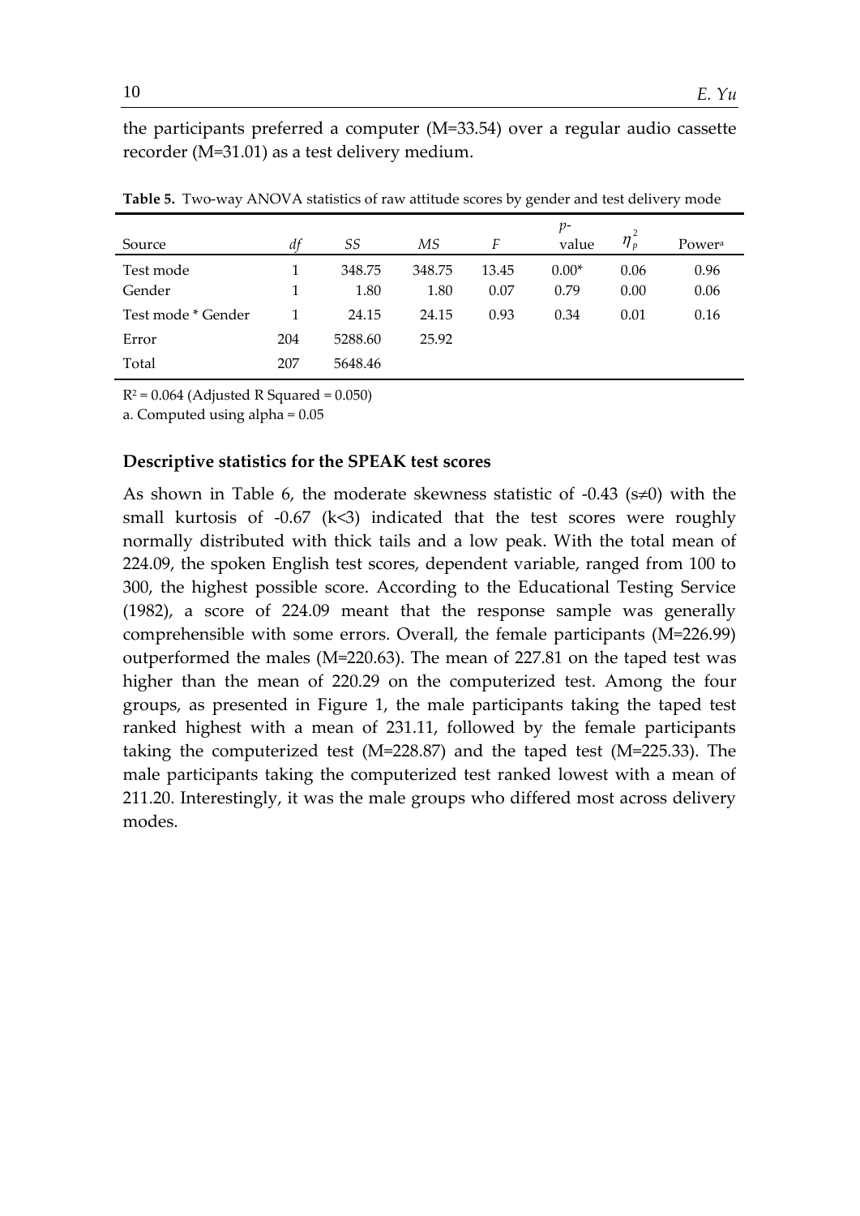the participants preferred a computer (M=33.54) over a regular audio cassette recorder (M=31.01) as a test delivery medium.

**Table 5.** Two-way ANOVA statistics of raw attitude scores by gender and test delivery mode

| Source | *df* | *SS* | *MS* | *F* | *p*-value | $\eta_p^2$ | Power[a] |
|---|---|---|---|---|---|---|---|
| Test mode | 1 | 348.75 | 348.75 | 13.45 | 0.00* | 0.06 | 0.96 |
| Gender | 1 | 1.80 | 1.80 | 0.07 | 0.79 | 0.00 | 0.06 |
| Test mode * Gender | 1 | 24.15 | 24.15 | 0.93 | 0.34 | 0.01 | 0.16 |
| Error | 204 | 5288.60 | 25.92 | | | | |
| Total | 207 | 5648.46 | | | | | |

$R^2 = 0.064$ (Adjusted R Squared = 0.050)

a. Computed using alpha = 0.05

### Descriptive statistics for the SPEAK test scores

As shown in Table 6, the moderate skewness statistic of -0.43 ($s \neq 0$) with the small kurtosis of -0.67 ($k<3$) indicated that the test scores were roughly normally distributed with thick tails and a low peak. With the total mean of 224.09, the spoken English test scores, dependent variable, ranged from 100 to 300, the highest possible score. According to the Educational Testing Service (1982), a score of 224.09 meant that the response sample was generally comprehensible with some errors. Overall, the female participants (M=226.99) outperformed the males (M=220.63). The mean of 227.81 on the taped test was higher than the mean of 220.29 on the computerized test. Among the four groups, as presented in Figure 1, the male participants taking the taped test ranked highest with a mean of 231.11, followed by the female participants taking the computerized test (M=228.87) and the taped test (M=225.33). The male participants taking the computerized test ranked lowest with a mean of 211.20. Interestingly, it was the male groups who differed most across delivery modes.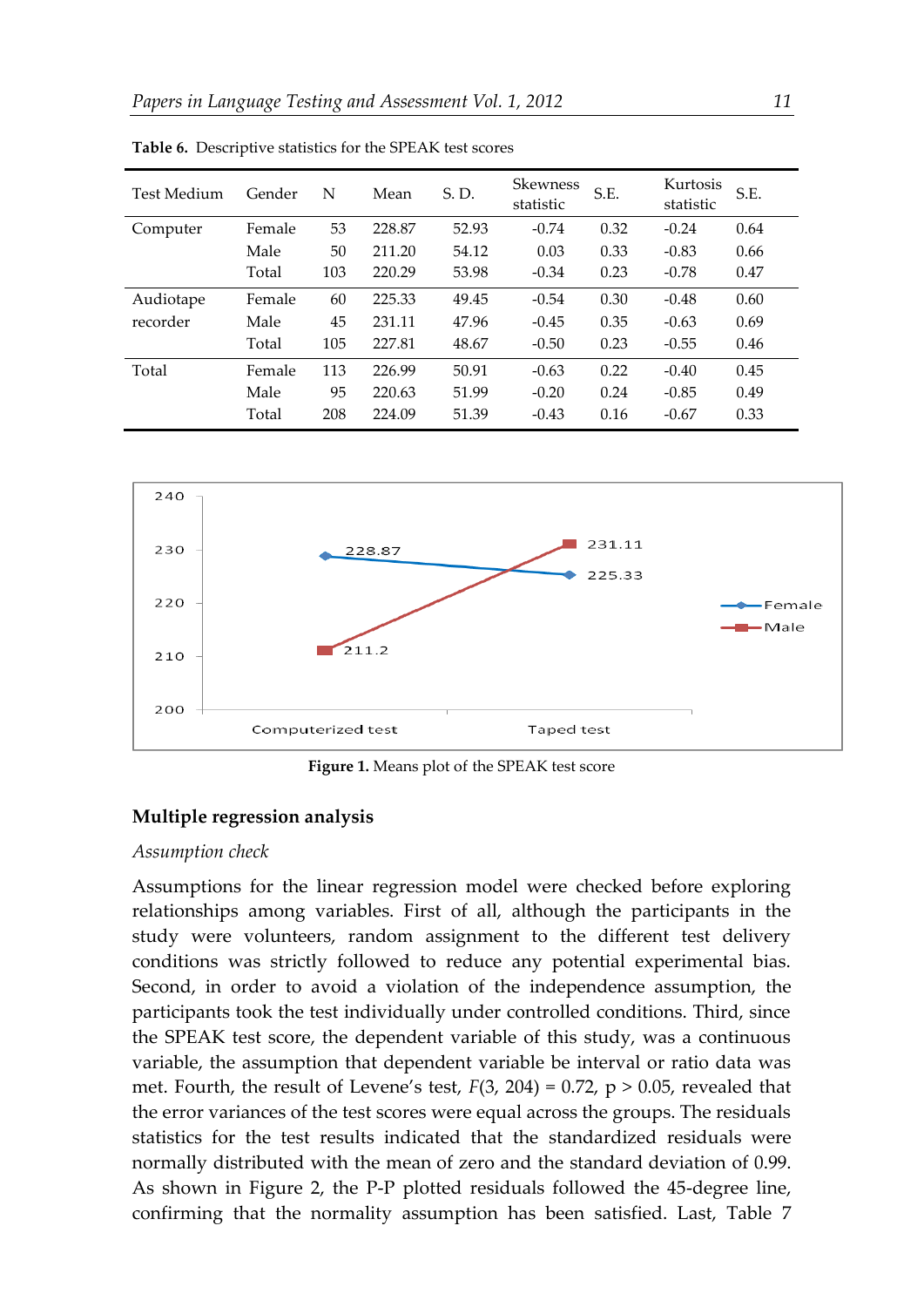**Table 6.** Descriptive statistics for the SPEAK test scores

| Test Medium | Gender | N | Mean | S. D. | Skewness statistic | S.E. | Kurtosis statistic | S.E. |
|---|---|---|---|---|---|---|---|---|
| Computer | Female | 53 | 228.87 | 52.93 | -0.74 | 0.32 | -0.24 | 0.64 |
| | Male | 50 | 211.20 | 54.12 | 0.03 | 0.33 | -0.83 | 0.66 |
| | Total | 103 | 220.29 | 53.98 | -0.34 | 0.23 | -0.78 | 0.47 |
| Audiotape recorder | Female | 60 | 225.33 | 49.45 | -0.54 | 0.30 | -0.48 | 0.60 |
| | Male | 45 | 231.11 | 47.96 | -0.45 | 0.35 | -0.63 | 0.69 |
| | Total | 105 | 227.81 | 48.67 | -0.50 | 0.23 | -0.55 | 0.46 |
| Total | Female | 113 | 226.99 | 50.91 | -0.63 | 0.22 | -0.40 | 0.45 |
| | Male | 95 | 220.63 | 51.99 | -0.20 | 0.24 | -0.85 | 0.49 |
| | Total | 208 | 224.09 | 51.39 | -0.43 | 0.16 | -0.67 | 0.33 |

**Figure 1.** Means plot of the SPEAK test score

## Multiple regression analysis

*Assumption check*

Assumptions for the linear regression model were checked before exploring relationships among variables. First of all, although the participants in the study were volunteers, random assignment to the different test delivery conditions was strictly followed to reduce any potential experimental bias. Second, in order to avoid a violation of the independence assumption, the participants took the test individually under controlled conditions. Third, since the SPEAK test score, the dependent variable of this study, was a continuous variable, the assumption that dependent variable be interval or ratio data was met. Fourth, the result of Levene's test, $F(3, 204) = 0.72$, $p > 0.05$, revealed that the error variances of the test scores were equal across the groups. The residuals statistics for the test results indicated that the standardized residuals were normally distributed with the mean of zero and the standard deviation of 0.99. As shown in Figure 2, the P-P plotted residuals followed the 45-degree line, confirming that the normality assumption has been satisfied. Last, Table 7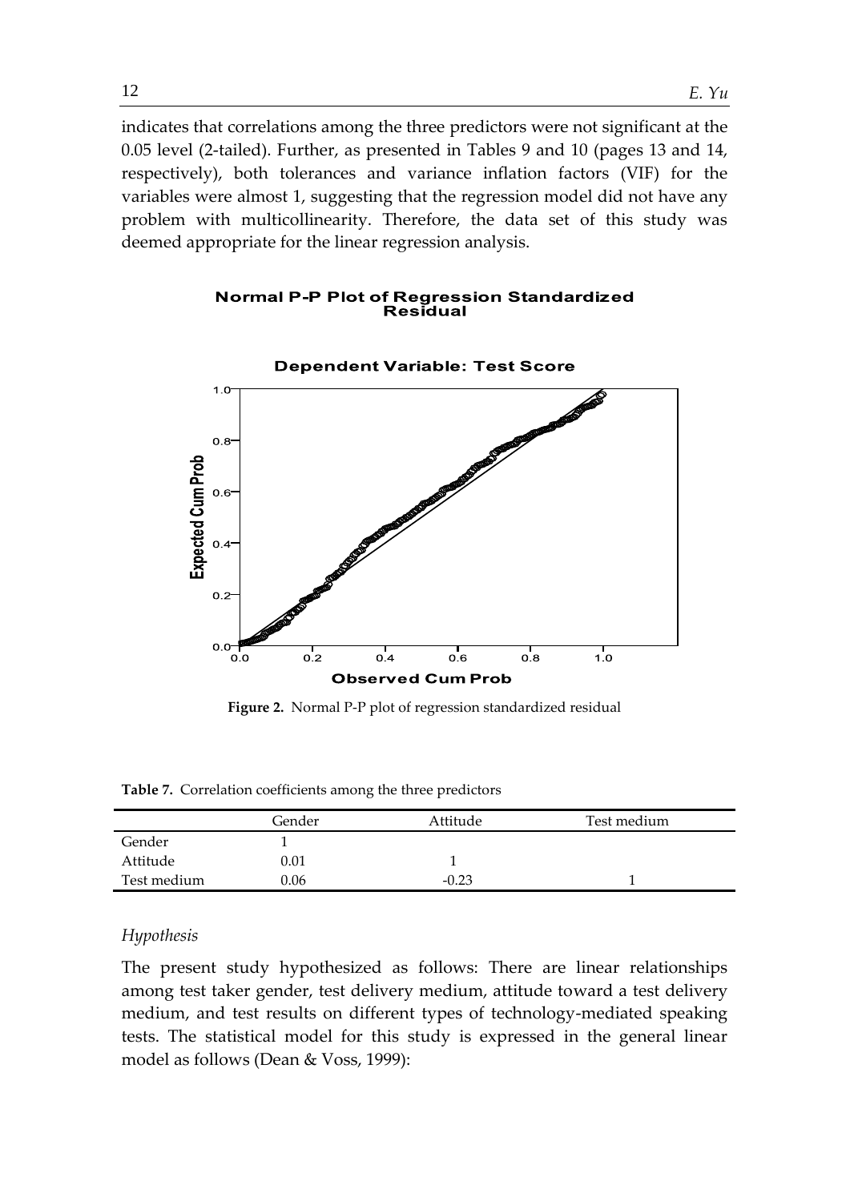indicates that correlations among the three predictors were not significant at the 0.05 level (2-tailed). Further, as presented in Tables 9 and 10 (pages 13 and 14, respectively), both tolerances and variance inflation factors (VIF) for the variables were almost 1, suggesting that the regression model did not have any problem with multicollinearity. Therefore, the data set of this study was deemed appropriate for the linear regression analysis.

**Figure 2.** Normal P-P plot of regression standardized residual

**Table 7.** Correlation coefficients among the three predictors

| | Gender | Attitude | Test medium |
|---|---|---|---|
| Gender | 1 | | |
| Attitude | 0.01 | 1 | |
| Test medium | 0.06 | -0.23 | 1 |

### *Hypothesis*

The present study hypothesized as follows: There are linear relationships among test taker gender, test delivery medium, attitude toward a test delivery medium, and test results on different types of technology-mediated speaking tests. The statistical model for this study is expressed in the general linear model as follows (Dean & Voss, 1999):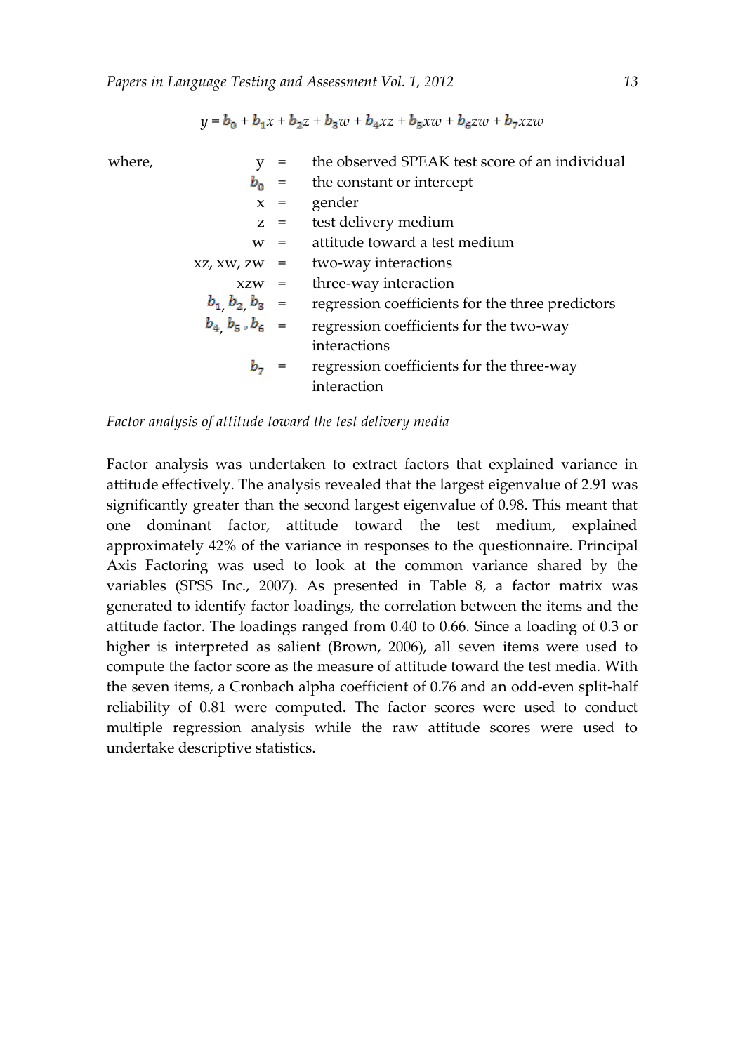$$y = b_0 + b_1x + b_2z + b_3w + b_4xz + b_5xw + b_6zw + b_7xzw$$

where,

| | | |
|---|---|---|
| $y$ | = | the observed SPEAK test score of an individual |
| $b_0$ | = | the constant or intercept |
| $x$ | = | gender |
| $z$ | = | test delivery medium |
| $w$ | = | attitude toward a test medium |
| $xz$, $xw$, $zw$ | = | two-way interactions |
| $xzw$ | = | three-way interaction |
| $b_1$, $b_2$, $b_3$ | = | regression coefficients for the three predictors |
| $b_4$, $b_5$, $b_6$ | = | regression coefficients for the two-way interactions |
| $b_7$ | = | regression coefficients for the three-way interaction |

*Factor analysis of attitude toward the test delivery media*

Factor analysis was undertaken to extract factors that explained variance in attitude effectively. The analysis revealed that the largest eigenvalue of 2.91 was significantly greater than the second largest eigenvalue of 0.98. This meant that one dominant factor, attitude toward the test medium, explained approximately 42% of the variance in responses to the questionnaire. Principal Axis Factoring was used to look at the common variance shared by the variables (SPSS Inc., 2007). As presented in Table 8, a factor matrix was generated to identify factor loadings, the correlation between the items and the attitude factor. The loadings ranged from 0.40 to 0.66. Since a loading of 0.3 or higher is interpreted as salient (Brown, 2006), all seven items were used to compute the factor score as the measure of attitude toward the test media. With the seven items, a Cronbach alpha coefficient of 0.76 and an odd-even split-half reliability of 0.81 were computed. The factor scores were used to conduct multiple regression analysis while the raw attitude scores were used to undertake descriptive statistics.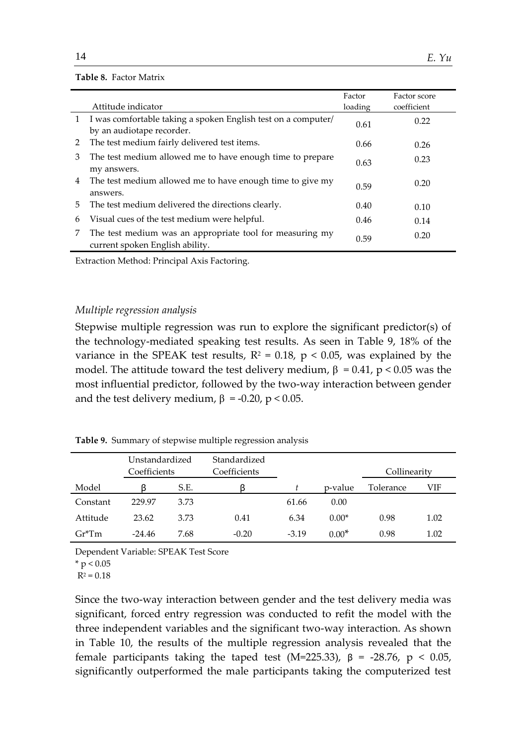**Table 8.** Factor Matrix

| | Attitude indicator | Factor loading | Factor score coefficient |
|---|---|---|---|
| 1 | I was comfortable taking a spoken English test on a computer/ by an audiotape recorder. | 0.61 | 0.22 |
| 2 | The test medium fairly delivered test items. | 0.66 | 0.26 |
| 3 | The test medium allowed me to have enough time to prepare my answers. | 0.63 | 0.23 |
| 4 | The test medium allowed me to have enough time to give my answers. | 0.59 | 0.20 |
| 5 | The test medium delivered the directions clearly. | 0.40 | 0.10 |
| 6 | Visual cues of the test medium were helpful. | 0.46 | 0.14 |
| 7 | The test medium was an appropriate tool for measuring my current spoken English ability. | 0.59 | 0.20 |

Extraction Method: Principal Axis Factoring.

*Multiple regression analysis*

Stepwise multiple regression was run to explore the significant predictor(s) of the technology-mediated speaking test results. As seen in Table 9, 18% of the variance in the SPEAK test results, $R^2 = 0.18$, $p < 0.05$, was explained by the model. The attitude toward the test delivery medium, $\beta = 0.41$, $p < 0.05$ was the most influential predictor, followed by the two-way interaction between gender and the test delivery medium, $\beta = -0.20$, $p < 0.05$.

**Table 9.** Summary of stepwise multiple regression analysis

| | Unstandardized Coefficients | | Standardized Coefficients | | | Collinearity | |
|---|---|---|---|---|---|---|---|
| Model | β | S.E. | β | *t* | p-value | Tolerance | VIF |
| Constant | 229.97 | 3.73 | | 61.66 | 0.00 | | |
| Attitude | 23.62 | 3.73 | 0.41 | 6.34 | 0.00* | 0.98 | 1.02 |
| Gr*Tm | -24.46 | 7.68 | -0.20 | -3.19 | 0.00* | 0.98 | 1.02 |

Dependent Variable: SPEAK Test Score
* $p < 0.05$
$R^2 = 0.18$

Since the two-way interaction between gender and the test delivery media was significant, forced entry regression was conducted to refit the model with the three independent variables and the significant two-way interaction. As shown in Table 10, the results of the multiple regression analysis revealed that the female participants taking the taped test (M=225.33), $\beta = -28.76$, $p < 0.05$, significantly outperformed the male participants taking the computerized test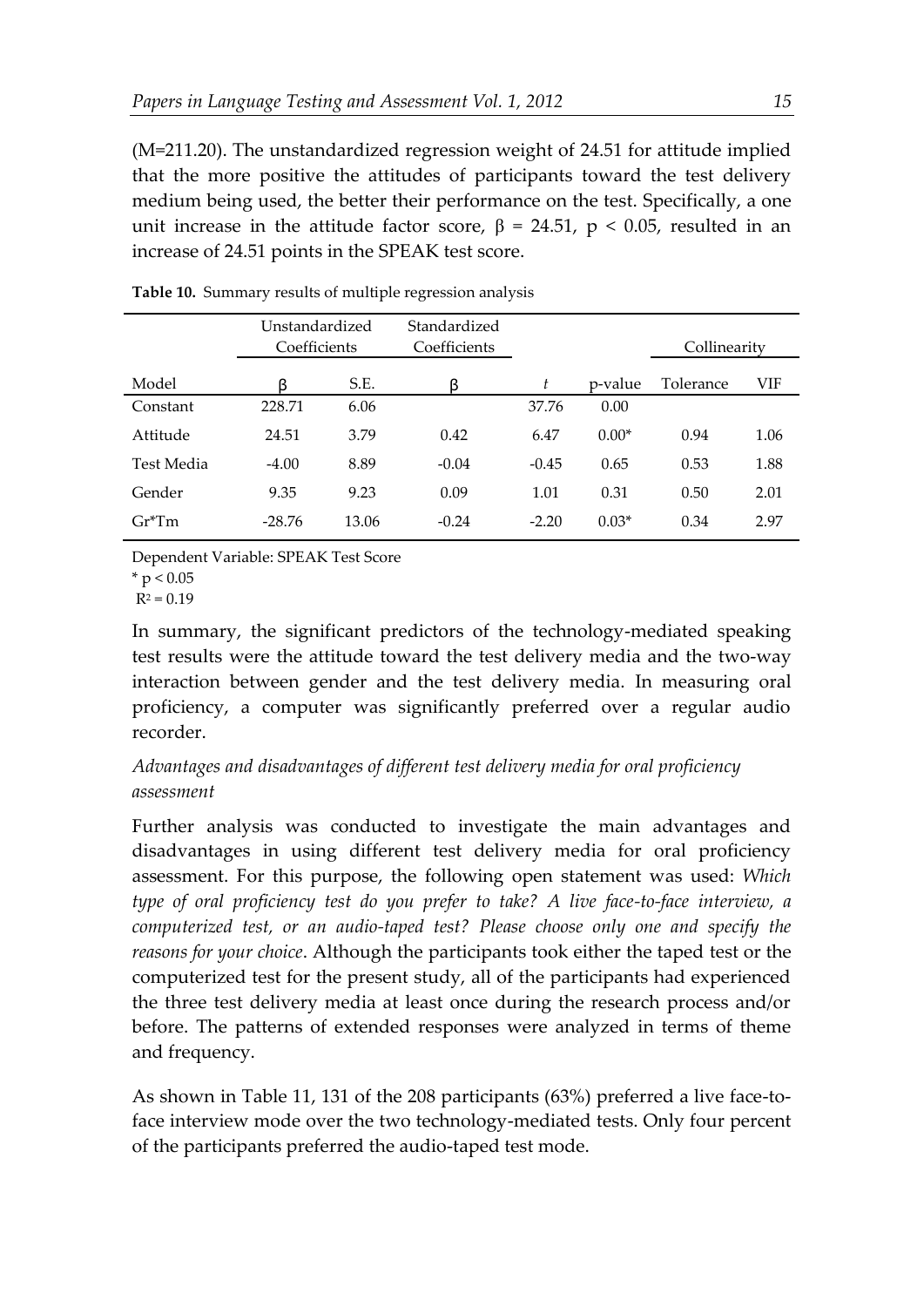(M=211.20). The unstandardized regression weight of 24.51 for attitude implied that the more positive the attitudes of participants toward the test delivery medium being used, the better their performance on the test. Specifically, a one unit increase in the attitude factor score, $\beta = 24.51$, $p < 0.05$, resulted in an increase of 24.51 points in the SPEAK test score.

**Table 10.** Summary results of multiple regression analysis

| | Unstandardized Coefficients | | Standardized Coefficients | | | Collinearity | |
|---|---|---|---|---|---|---|---|
| Model | β | S.E. | β | *t* | p-value | Tolerance | VIF |
| Constant | 228.71 | 6.06 | | 37.76 | 0.00 | | |
| Attitude | 24.51 | 3.79 | 0.42 | 6.47 | 0.00* | 0.94 | 1.06 |
| Test Media | -4.00 | 8.89 | -0.04 | -0.45 | 0.65 | 0.53 | 1.88 |
| Gender | 9.35 | 9.23 | 0.09 | 1.01 | 0.31 | 0.50 | 2.01 |
| Gr*Tm | -28.76 | 13.06 | -0.24 | -2.20 | 0.03* | 0.34 | 2.97 |

Dependent Variable: SPEAK Test Score

* $p < 0.05$

$R^2 = 0.19$

In summary, the significant predictors of the technology-mediated speaking test results were the attitude toward the test delivery media and the two-way interaction between gender and the test delivery media. In measuring oral proficiency, a computer was significantly preferred over a regular audio recorder.

*Advantages and disadvantages of different test delivery media for oral proficiency assessment*

Further analysis was conducted to investigate the main advantages and disadvantages in using different test delivery media for oral proficiency assessment. For this purpose, the following open statement was used: *Which type of oral proficiency test do you prefer to take? A live face-to-face interview, a computerized test, or an audio-taped test? Please choose only one and specify the reasons for your choice*. Although the participants took either the taped test or the computerized test for the present study, all of the participants had experienced the three test delivery media at least once during the research process and/or before. The patterns of extended responses were analyzed in terms of theme and frequency.

As shown in Table 11, 131 of the 208 participants (63%) preferred a live face-to-face interview mode over the two technology-mediated tests. Only four percent of the participants preferred the audio-taped test mode.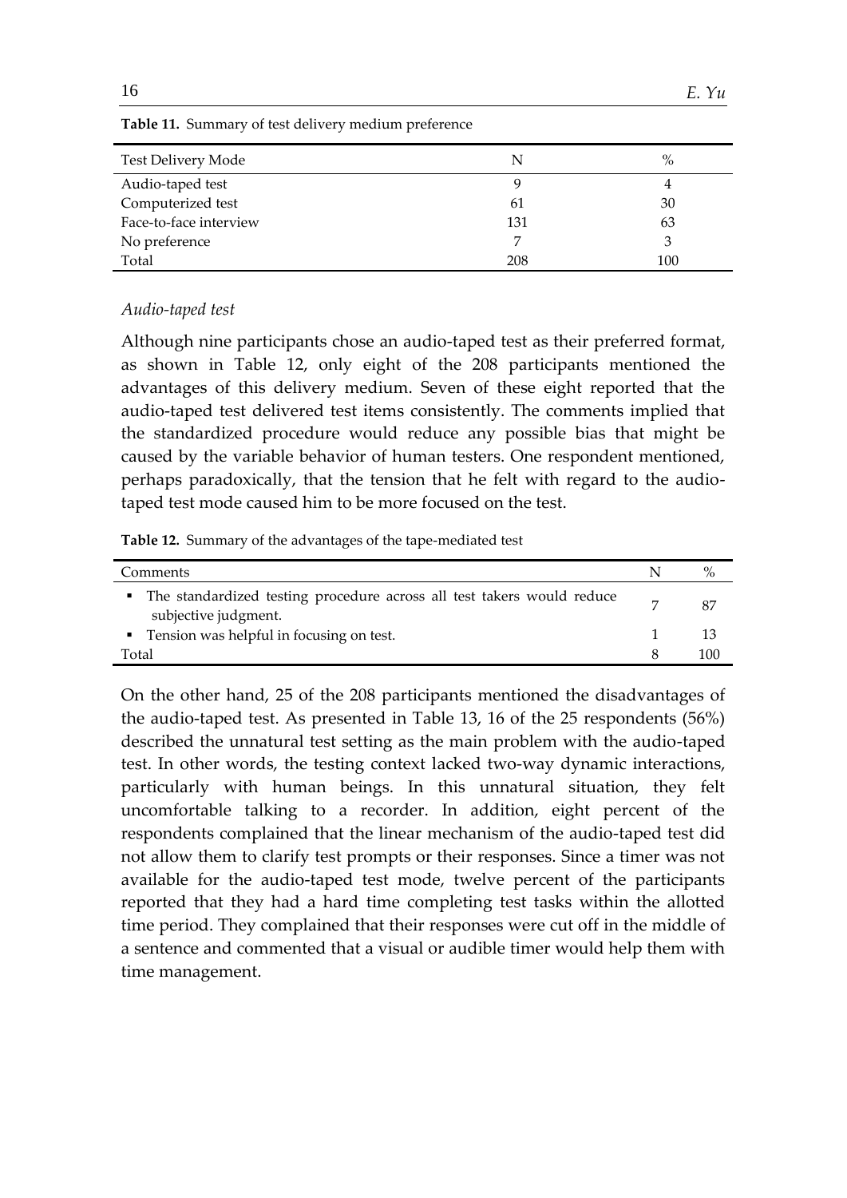**Table 11.** Summary of test delivery medium preference

| Test Delivery Mode | N | % |
|---|---|---|
| Audio-taped test | 9 | 4 |
| Computerized test | 61 | 30 |
| Face-to-face interview | 131 | 63 |
| No preference | 7 | 3 |
| Total | 208 | 100 |

*Audio-taped test*

Although nine participants chose an audio-taped test as their preferred format, as shown in Table 12, only eight of the 208 participants mentioned the advantages of this delivery medium. Seven of these eight reported that the audio-taped test delivered test items consistently. The comments implied that the standardized procedure would reduce any possible bias that might be caused by the variable behavior of human testers. One respondent mentioned, perhaps paradoxically, that the tension that he felt with regard to the audio-taped test mode caused him to be more focused on the test.

**Table 12.** Summary of the advantages of the tape-mediated test

| Comments | N | % |
|---|---|---|
| ▪ The standardized testing procedure across all test takers would reduce subjective judgment. | 7 | 87 |
| ▪ Tension was helpful in focusing on test. | 1 | 13 |
| Total | 8 | 100 |

On the other hand, 25 of the 208 participants mentioned the disadvantages of the audio-taped test. As presented in Table 13, 16 of the 25 respondents (56%) described the unnatural test setting as the main problem with the audio-taped test. In other words, the testing context lacked two-way dynamic interactions, particularly with human beings. In this unnatural situation, they felt uncomfortable talking to a recorder. In addition, eight percent of the respondents complained that the linear mechanism of the audio-taped test did not allow them to clarify test prompts or their responses. Since a timer was not available for the audio-taped test mode, twelve percent of the participants reported that they had a hard time completing test tasks within the allotted time period. They complained that their responses were cut off in the middle of a sentence and commented that a visual or audible timer would help them with time management.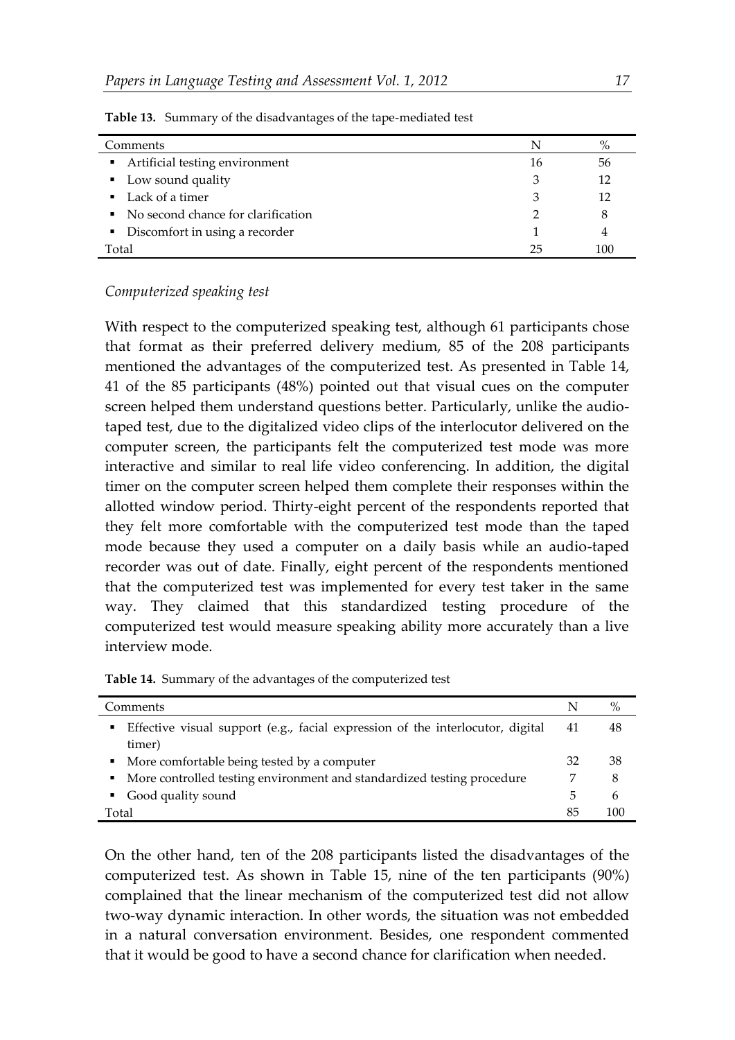**Table 13.** Summary of the disadvantages of the tape-mediated test

| Comments | N | % |
|---|---|---|
| ▪ Artificial testing environment | 16 | 56 |
| ▪ Low sound quality | 3 | 12 |
| ▪ Lack of a timer | 3 | 12 |
| ▪ No second chance for clarification | 2 | 8 |
| ▪ Discomfort in using a recorder | 1 | 4 |
| Total | 25 | 100 |

*Computerized speaking test*

With respect to the computerized speaking test, although 61 participants chose that format as their preferred delivery medium, 85 of the 208 participants mentioned the advantages of the computerized test. As presented in Table 14, 41 of the 85 participants (48%) pointed out that visual cues on the computer screen helped them understand questions better. Particularly, unlike the audio-taped test, due to the digitalized video clips of the interlocutor delivered on the computer screen, the participants felt the computerized test mode was more interactive and similar to real life video conferencing. In addition, the digital timer on the computer screen helped them complete their responses within the allotted window period. Thirty-eight percent of the respondents reported that they felt more comfortable with the computerized test mode than the taped mode because they used a computer on a daily basis while an audio-taped recorder was out of date. Finally, eight percent of the respondents mentioned that the computerized test was implemented for every test taker in the same way. They claimed that this standardized testing procedure of the computerized test would measure speaking ability more accurately than a live interview mode.

**Table 14.** Summary of the advantages of the computerized test

| Comments | N | % |
|---|---|---|
| ▪ Effective visual support (e.g., facial expression of the interlocutor, digital timer) | 41 | 48 |
| ▪ More comfortable being tested by a computer | 32 | 38 |
| ▪ More controlled testing environment and standardized testing procedure | 7 | 8 |
| ▪ Good quality sound | 5 | 6 |
| Total | 85 | 100 |

On the other hand, ten of the 208 participants listed the disadvantages of the computerized test. As shown in Table 15, nine of the ten participants (90%) complained that the linear mechanism of the computerized test did not allow two-way dynamic interaction. In other words, the situation was not embedded in a natural conversation environment. Besides, one respondent commented that it would be good to have a second chance for clarification when needed.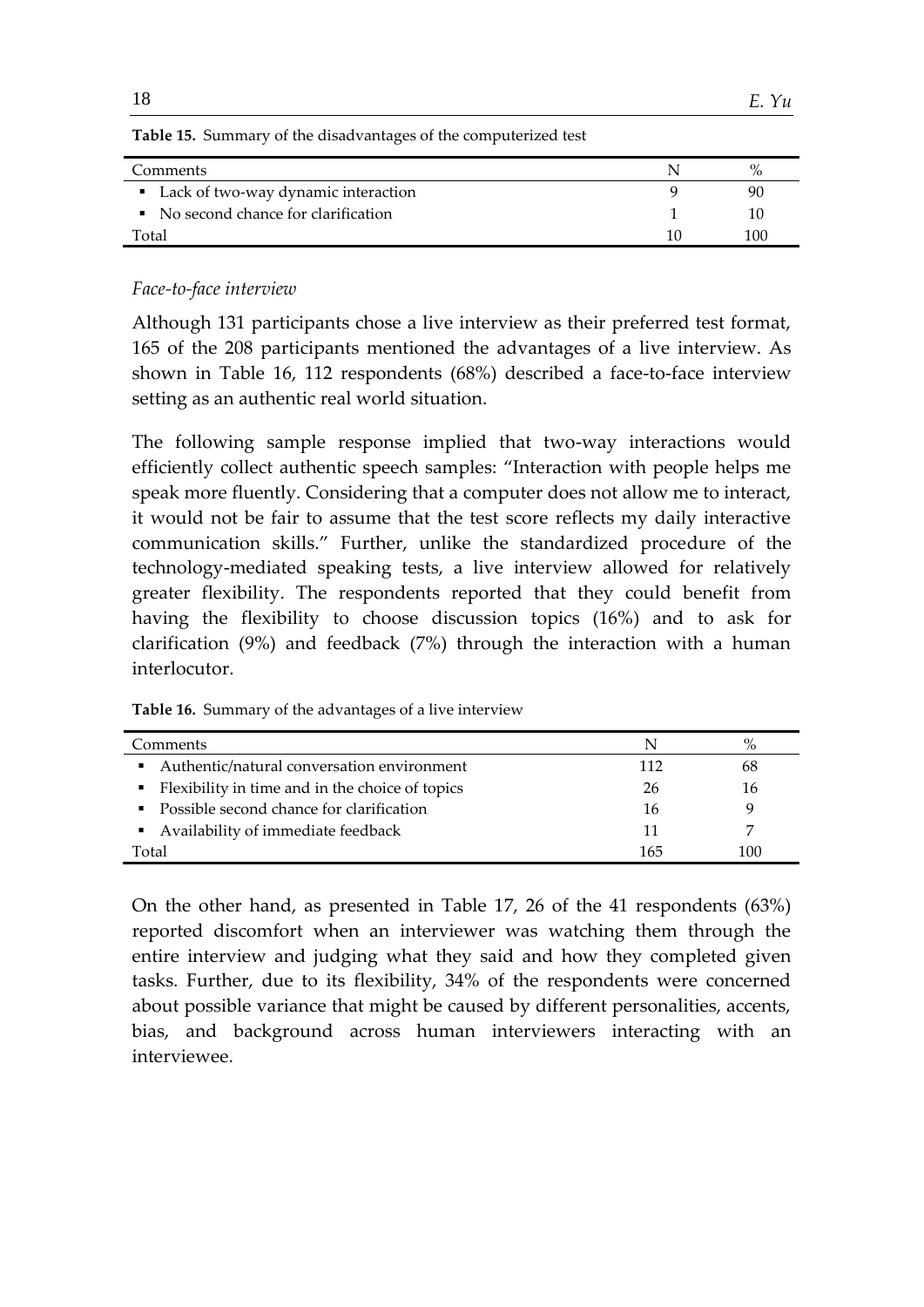**Table 15.** Summary of the disadvantages of the computerized test

| Comments | N | % |
|---|---|---|
| ▪ Lack of two-way dynamic interaction | 9 | 90 |
| ▪ No second chance for clarification | 1 | 10 |
| Total | 10 | 100 |

*Face-to-face interview*

Although 131 participants chose a live interview as their preferred test format, 165 of the 208 participants mentioned the advantages of a live interview. As shown in Table 16, 112 respondents (68%) described a face-to-face interview setting as an authentic real world situation.

The following sample response implied that two-way interactions would efficiently collect authentic speech samples: "Interaction with people helps me speak more fluently. Considering that a computer does not allow me to interact, it would not be fair to assume that the test score reflects my daily interactive communication skills." Further, unlike the standardized procedure of the technology-mediated speaking tests, a live interview allowed for relatively greater flexibility. The respondents reported that they could benefit from having the flexibility to choose discussion topics (16%) and to ask for clarification (9%) and feedback (7%) through the interaction with a human interlocutor.

**Table 16.** Summary of the advantages of a live interview

| Comments | N | % |
|---|---|---|
| ▪ Authentic/natural conversation environment | 112 | 68 |
| ▪ Flexibility in time and in the choice of topics | 26 | 16 |
| ▪ Possible second chance for clarification | 16 | 9 |
| ▪ Availability of immediate feedback | 11 | 7 |
| Total | 165 | 100 |

On the other hand, as presented in Table 17, 26 of the 41 respondents (63%) reported discomfort when an interviewer was watching them through the entire interview and judging what they said and how they completed given tasks. Further, due to its flexibility, 34% of the respondents were concerned about possible variance that might be caused by different personalities, accents, bias, and background across human interviewers interacting with an interviewee.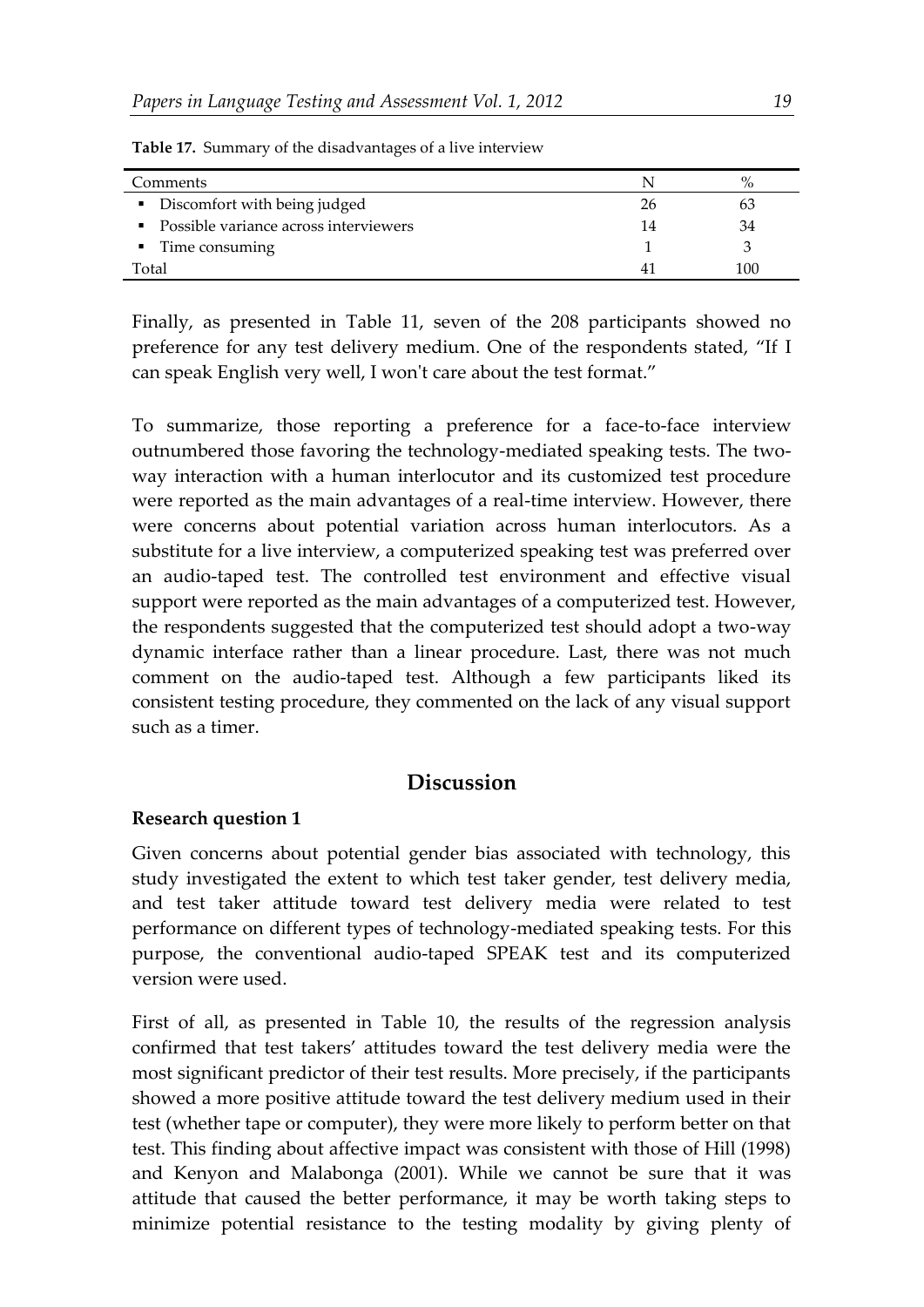**Table 17.** Summary of the disadvantages of a live interview

| Comments | N | % |
|---|---|---|
| ▪ Discomfort with being judged | 26 | 63 |
| ▪ Possible variance across interviewers | 14 | 34 |
| ▪ Time consuming | 1 | 3 |
| Total | 41 | 100 |

Finally, as presented in Table 11, seven of the 208 participants showed no preference for any test delivery medium. One of the respondents stated, "If I can speak English very well, I won't care about the test format."

To summarize, those reporting a preference for a face-to-face interview outnumbered those favoring the technology-mediated speaking tests. The two-way interaction with a human interlocutor and its customized test procedure were reported as the main advantages of a real-time interview. However, there were concerns about potential variation across human interlocutors. As a substitute for a live interview, a computerized speaking test was preferred over an audio-taped test. The controlled test environment and effective visual support were reported as the main advantages of a computerized test. However, the respondents suggested that the computerized test should adopt a two-way dynamic interface rather than a linear procedure. Last, there was not much comment on the audio-taped test. Although a few participants liked its consistent testing procedure, they commented on the lack of any visual support such as a timer.

## Discussion

### Research question 1

Given concerns about potential gender bias associated with technology, this study investigated the extent to which test taker gender, test delivery media, and test taker attitude toward test delivery media were related to test performance on different types of technology-mediated speaking tests. For this purpose, the conventional audio-taped SPEAK test and its computerized version were used.

First of all, as presented in Table 10, the results of the regression analysis confirmed that test takers' attitudes toward the test delivery media were the most significant predictor of their test results. More precisely, if the participants showed a more positive attitude toward the test delivery medium used in their test (whether tape or computer), they were more likely to perform better on that test. This finding about affective impact was consistent with those of Hill (1998) and Kenyon and Malabonga (2001). While we cannot be sure that it was attitude that caused the better performance, it may be worth taking steps to minimize potential resistance to the testing modality by giving plenty of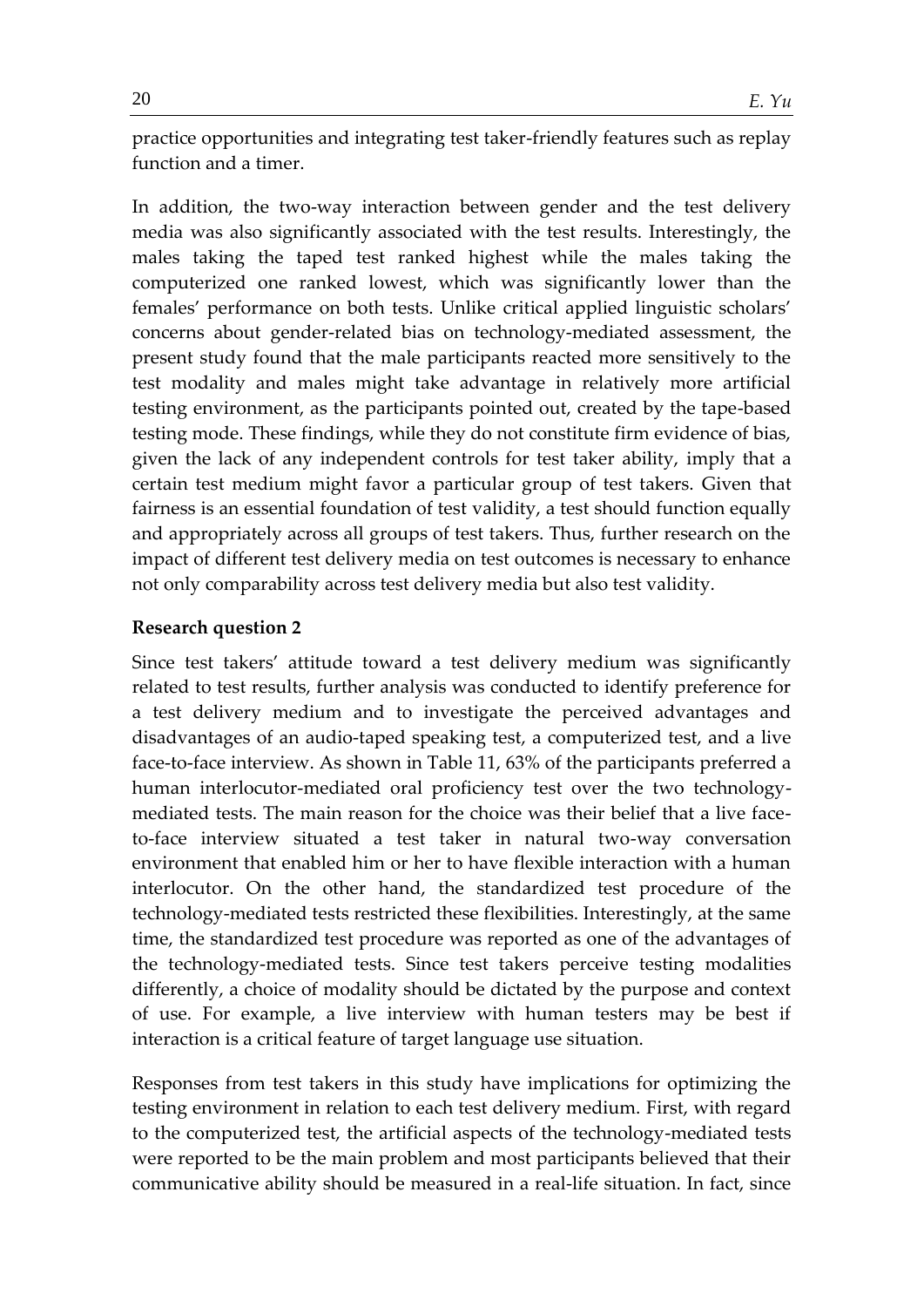practice opportunities and integrating test taker-friendly features such as replay function and a timer.

In addition, the two-way interaction between gender and the test delivery media was also significantly associated with the test results. Interestingly, the males taking the taped test ranked highest while the males taking the computerized one ranked lowest, which was significantly lower than the females' performance on both tests. Unlike critical applied linguistic scholars' concerns about gender-related bias on technology-mediated assessment, the present study found that the male participants reacted more sensitively to the test modality and males might take advantage in relatively more artificial testing environment, as the participants pointed out, created by the tape-based testing mode. These findings, while they do not constitute firm evidence of bias, given the lack of any independent controls for test taker ability, imply that a certain test medium might favor a particular group of test takers. Given that fairness is an essential foundation of test validity, a test should function equally and appropriately across all groups of test takers. Thus, further research on the impact of different test delivery media on test outcomes is necessary to enhance not only comparability across test delivery media but also test validity.

**Research question 2**

Since test takers' attitude toward a test delivery medium was significantly related to test results, further analysis was conducted to identify preference for a test delivery medium and to investigate the perceived advantages and disadvantages of an audio-taped speaking test, a computerized test, and a live face-to-face interview. As shown in Table 11, 63% of the participants preferred a human interlocutor-mediated oral proficiency test over the two technology-mediated tests. The main reason for the choice was their belief that a live face-to-face interview situated a test taker in natural two-way conversation environment that enabled him or her to have flexible interaction with a human interlocutor. On the other hand, the standardized test procedure of the technology-mediated tests restricted these flexibilities. Interestingly, at the same time, the standardized test procedure was reported as one of the advantages of the technology-mediated tests. Since test takers perceive testing modalities differently, a choice of modality should be dictated by the purpose and context of use. For example, a live interview with human testers may be best if interaction is a critical feature of target language use situation.

Responses from test takers in this study have implications for optimizing the testing environment in relation to each test delivery medium. First, with regard to the computerized test, the artificial aspects of the technology-mediated tests were reported to be the main problem and most participants believed that their communicative ability should be measured in a real-life situation. In fact, since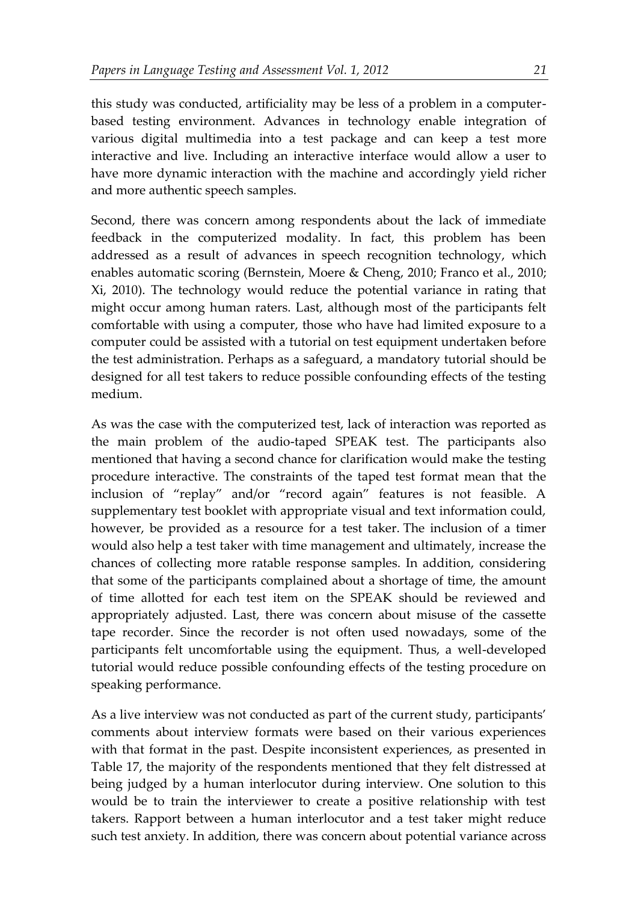this study was conducted, artificiality may be less of a problem in a computer-based testing environment. Advances in technology enable integration of various digital multimedia into a test package and can keep a test more interactive and live. Including an interactive interface would allow a user to have more dynamic interaction with the machine and accordingly yield richer and more authentic speech samples.

Second, there was concern among respondents about the lack of immediate feedback in the computerized modality. In fact, this problem has been addressed as a result of advances in speech recognition technology, which enables automatic scoring (Bernstein, Moere & Cheng, 2010; Franco et al., 2010; Xi, 2010). The technology would reduce the potential variance in rating that might occur among human raters. Last, although most of the participants felt comfortable with using a computer, those who have had limited exposure to a computer could be assisted with a tutorial on test equipment undertaken before the test administration. Perhaps as a safeguard, a mandatory tutorial should be designed for all test takers to reduce possible confounding effects of the testing medium.

As was the case with the computerized test, lack of interaction was reported as the main problem of the audio-taped SPEAK test. The participants also mentioned that having a second chance for clarification would make the testing procedure interactive. The constraints of the taped test format mean that the inclusion of "replay" and/or "record again" features is not feasible. A supplementary test booklet with appropriate visual and text information could, however, be provided as a resource for a test taker. The inclusion of a timer would also help a test taker with time management and ultimately, increase the chances of collecting more ratable response samples. In addition, considering that some of the participants complained about a shortage of time, the amount of time allotted for each test item on the SPEAK should be reviewed and appropriately adjusted. Last, there was concern about misuse of the cassette tape recorder. Since the recorder is not often used nowadays, some of the participants felt uncomfortable using the equipment. Thus, a well-developed tutorial would reduce possible confounding effects of the testing procedure on speaking performance.

As a live interview was not conducted as part of the current study, participants' comments about interview formats were based on their various experiences with that format in the past. Despite inconsistent experiences, as presented in Table 17, the majority of the respondents mentioned that they felt distressed at being judged by a human interlocutor during interview. One solution to this would be to train the interviewer to create a positive relationship with test takers. Rapport between a human interlocutor and a test taker might reduce such test anxiety. In addition, there was concern about potential variance across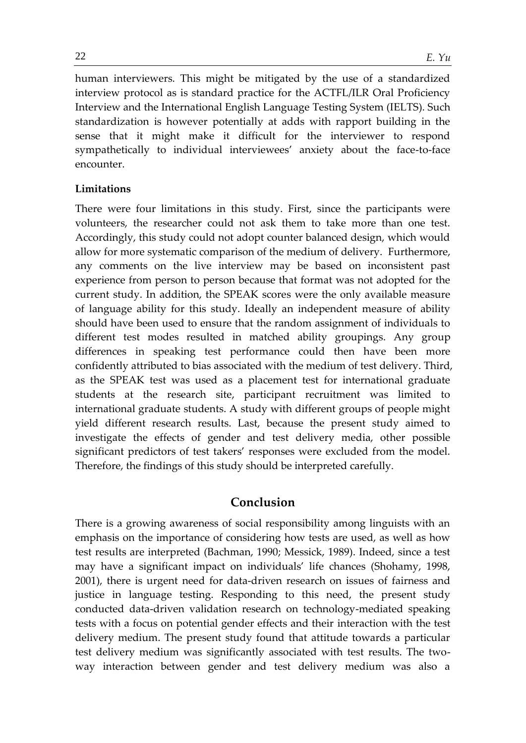human interviewers. This might be mitigated by the use of a standardized interview protocol as is standard practice for the ACTFL/ILR Oral Proficiency Interview and the International English Language Testing System (IELTS). Such standardization is however potentially at adds with rapport building in the sense that it might make it difficult for the interviewer to respond sympathetically to individual interviewees' anxiety about the face-to-face encounter.

**Limitations**

There were four limitations in this study. First, since the participants were volunteers, the researcher could not ask them to take more than one test. Accordingly, this study could not adopt counter balanced design, which would allow for more systematic comparison of the medium of delivery. Furthermore, any comments on the live interview may be based on inconsistent past experience from person to person because that format was not adopted for the current study. In addition, the SPEAK scores were the only available measure of language ability for this study. Ideally an independent measure of ability should have been used to ensure that the random assignment of individuals to different test modes resulted in matched ability groupings. Any group differences in speaking test performance could then have been more confidently attributed to bias associated with the medium of test delivery. Third, as the SPEAK test was used as a placement test for international graduate students at the research site, participant recruitment was limited to international graduate students. A study with different groups of people might yield different research results. Last, because the present study aimed to investigate the effects of gender and test delivery media, other possible significant predictors of test takers' responses were excluded from the model. Therefore, the findings of this study should be interpreted carefully.

## Conclusion

There is a growing awareness of social responsibility among linguists with an emphasis on the importance of considering how tests are used, as well as how test results are interpreted (Bachman, 1990; Messick, 1989). Indeed, since a test may have a significant impact on individuals' life chances (Shohamy, 1998, 2001), there is urgent need for data-driven research on issues of fairness and justice in language testing. Responding to this need, the present study conducted data-driven validation research on technology-mediated speaking tests with a focus on potential gender effects and their interaction with the test delivery medium. The present study found that attitude towards a particular test delivery medium was significantly associated with test results. The two-way interaction between gender and test delivery medium was also a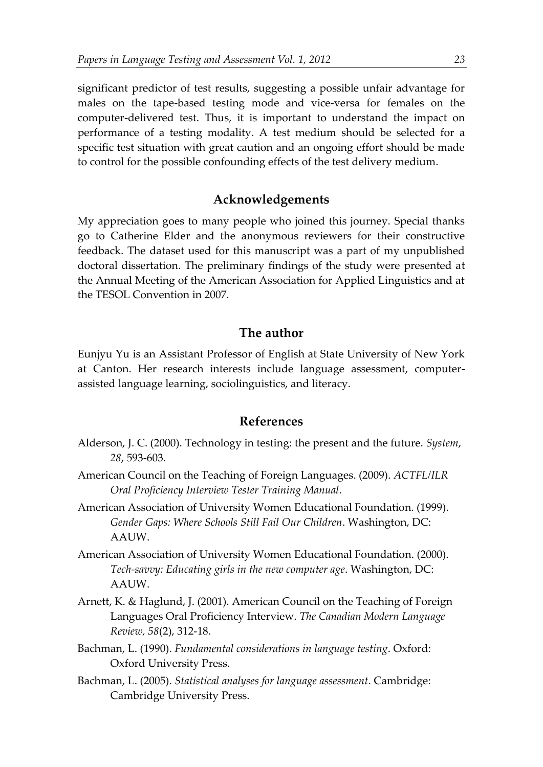significant predictor of test results, suggesting a possible unfair advantage for males on the tape-based testing mode and vice-versa for females on the computer-delivered test. Thus, it is important to understand the impact on performance of a testing modality. A test medium should be selected for a specific test situation with great caution and an ongoing effort should be made to control for the possible confounding effects of the test delivery medium.

## Acknowledgements

My appreciation goes to many people who joined this journey. Special thanks go to Catherine Elder and the anonymous reviewers for their constructive feedback. The dataset used for this manuscript was a part of my unpublished doctoral dissertation. The preliminary findings of the study were presented at the Annual Meeting of the American Association for Applied Linguistics and at the TESOL Convention in 2007.

## The author

Eunjyu Yu is an Assistant Professor of English at State University of New York at Canton. Her research interests include language assessment, computer-assisted language learning, sociolinguistics, and literacy.

## References

Alderson, J. C. (2000). Technology in testing: the present and the future. *System*, *28*, 593-603.

American Council on the Teaching of Foreign Languages. (2009). *ACTFL/ILR Oral Proficiency Interview Tester Training Manual*.

American Association of University Women Educational Foundation. (1999). *Gender Gaps: Where Schools Still Fail Our Children*. Washington, DC: AAUW.

American Association of University Women Educational Foundation. (2000). *Tech-savvy: Educating girls in the new computer age*. Washington, DC: AAUW.

Arnett, K. & Haglund, J. (2001). American Council on the Teaching of Foreign Languages Oral Proficiency Interview. *The Canadian Modern Language Review, 58*(2), 312-18.

Bachman, L. (1990). *Fundamental considerations in language testing*. Oxford: Oxford University Press.

Bachman, L. (2005). *Statistical analyses for language assessment*. Cambridge: Cambridge University Press.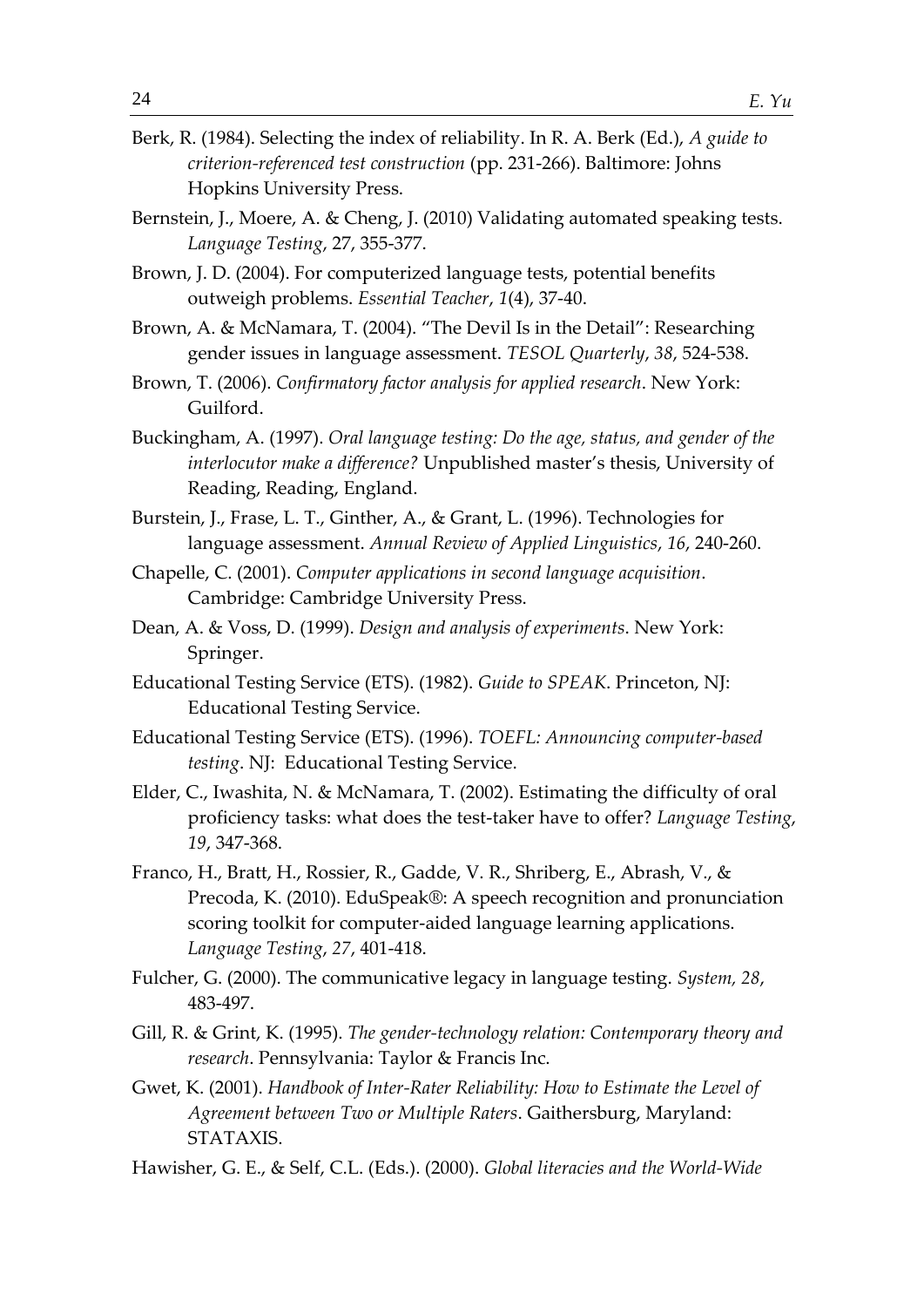Berk, R. (1984). Selecting the index of reliability. In R. A. Berk (Ed.), *A guide to criterion-referenced test construction* (pp. 231-266). Baltimore: Johns Hopkins University Press.

Bernstein, J., Moere, A. & Cheng, J. (2010) Validating automated speaking tests. *Language Testing*, 27, 355-377.

Brown, J. D. (2004). For computerized language tests, potential benefits outweigh problems. *Essential Teacher*, *1*(4), 37-40.

Brown, A. & McNamara, T. (2004). "The Devil Is in the Detail": Researching gender issues in language assessment. *TESOL Quarterly*, *38*, 524-538.

Brown, T. (2006). *Confirmatory factor analysis for applied research*. New York: Guilford.

Buckingham, A. (1997). *Oral language testing: Do the age, status, and gender of the interlocutor make a difference?* Unpublished master's thesis, University of Reading, Reading, England.

Burstein, J., Frase, L. T., Ginther, A., & Grant, L. (1996). Technologies for language assessment. *Annual Review of Applied Linguistics*, *16*, 240-260.

Chapelle, C. (2001). *Computer applications in second language acquisition*. Cambridge: Cambridge University Press.

Dean, A. & Voss, D. (1999). *Design and analysis of experiments*. New York: Springer.

Educational Testing Service (ETS). (1982). *Guide to SPEAK*. Princeton, NJ: Educational Testing Service.

Educational Testing Service (ETS). (1996). *TOEFL: Announcing computer-based testing*. NJ: Educational Testing Service.

Elder, C., Iwashita, N. & McNamara, T. (2002). Estimating the difficulty of oral proficiency tasks: what does the test-taker have to offer? *Language Testing*, *19*, 347-368.

Franco, H., Bratt, H., Rossier, R., Gadde, V. R., Shriberg, E., Abrash, V., & Precoda, K. (2010). EduSpeak®: A speech recognition and pronunciation scoring toolkit for computer-aided language learning applications. *Language Testing*, *27*, 401-418.

Fulcher, G. (2000). The communicative legacy in language testing. *System, 28*, 483-497.

Gill, R. & Grint, K. (1995). *The gender-technology relation: Contemporary theory and research*. Pennsylvania: Taylor & Francis Inc.

Gwet, K. (2001). *Handbook of Inter-Rater Reliability: How to Estimate the Level of Agreement between Two or Multiple Raters*. Gaithersburg, Maryland: STATAXIS.

Hawisher, G. E., & Self, C.L. (Eds.). (2000). *Global literacies and the World-Wide*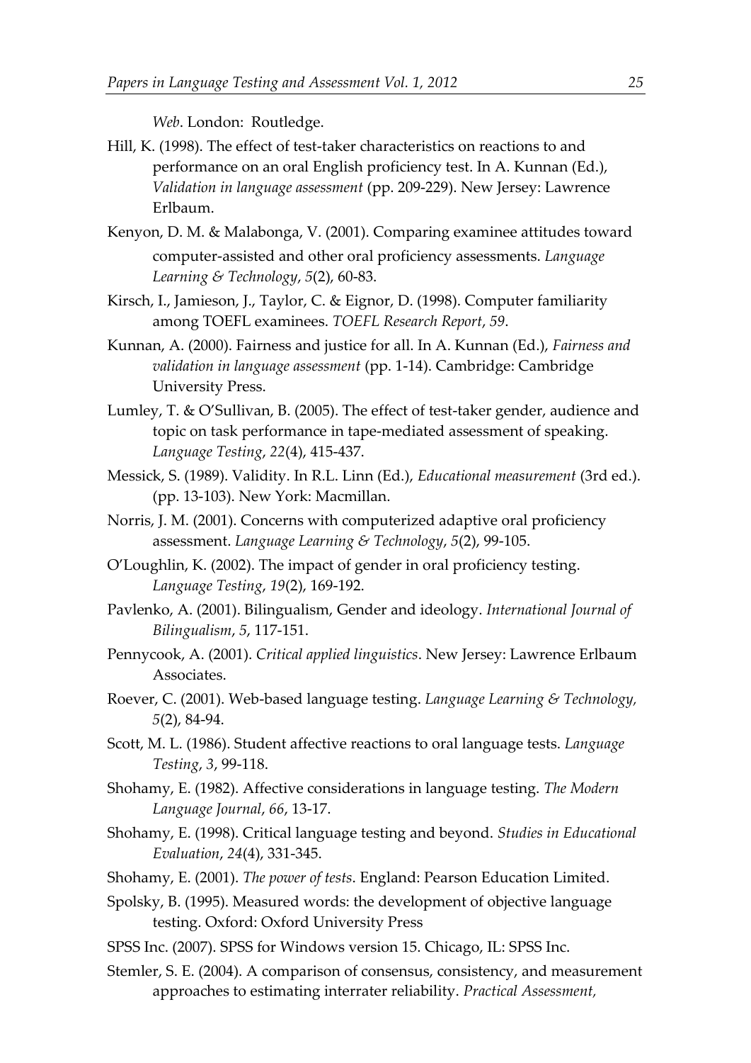*Web*. London: Routledge.

Hill, K. (1998). The effect of test-taker characteristics on reactions to and performance on an oral English proficiency test. In A. Kunnan (Ed.), *Validation in language assessment* (pp. 209-229). New Jersey: Lawrence Erlbaum.

Kenyon, D. M. & Malabonga, V. (2001). Comparing examinee attitudes toward computer-assisted and other oral proficiency assessments. *Language Learning & Technology*, *5*(2), 60-83.

Kirsch, I., Jamieson, J., Taylor, C. & Eignor, D. (1998). Computer familiarity among TOEFL examinees. *TOEFL Research Report*, *59*.

Kunnan, A. (2000). Fairness and justice for all. In A. Kunnan (Ed.), *Fairness and validation in language assessment* (pp. 1-14). Cambridge: Cambridge University Press.

Lumley, T. & O'Sullivan, B. (2005). The effect of test-taker gender, audience and topic on task performance in tape-mediated assessment of speaking. *Language Testing*, *22*(4), 415-437.

Messick, S. (1989). Validity. In R.L. Linn (Ed.), *Educational measurement* (3rd ed.). (pp. 13-103). New York: Macmillan.

Norris, J. M. (2001). Concerns with computerized adaptive oral proficiency assessment. *Language Learning & Technology*, *5*(2), 99-105.

O'Loughlin, K. (2002). The impact of gender in oral proficiency testing. *Language Testing*, *19*(2), 169-192.

Pavlenko, A. (2001). Bilingualism, Gender and ideology. *International Journal of Bilingualism*, *5*, 117-151.

Pennycook, A. (2001). *Critical applied linguistics*. New Jersey: Lawrence Erlbaum Associates.

Roever, C. (2001). Web-based language testing. *Language Learning & Technology, 5*(2), 84-94.

Scott, M. L. (1986). Student affective reactions to oral language tests. *Language Testing*, *3*, 99-118.

Shohamy, E. (1982). Affective considerations in language testing. *The Modern Language Journal*, *66*, 13-17.

Shohamy, E. (1998). Critical language testing and beyond. *Studies in Educational Evaluation*, *24*(4), 331-345.

Shohamy, E. (2001). *The power of tests*. England: Pearson Education Limited.

Spolsky, B. (1995). Measured words: the development of objective language testing. Oxford: Oxford University Press

SPSS Inc. (2007). SPSS for Windows version 15. Chicago, IL: SPSS Inc.

Stemler, S. E. (2004). A comparison of consensus, consistency, and measurement approaches to estimating interrater reliability. *Practical Assessment,*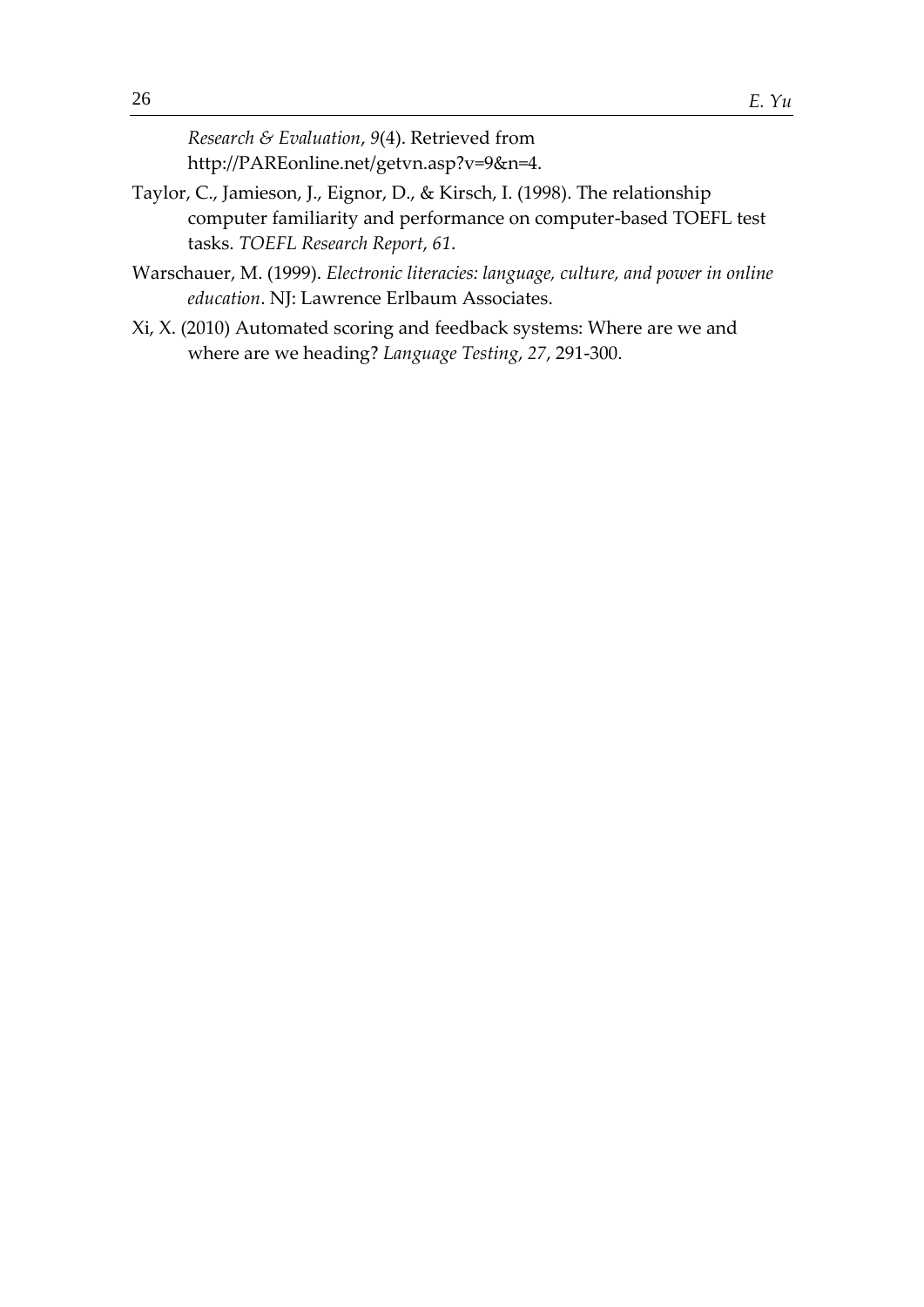*Research & Evaluation*, *9*(4). Retrieved from http://PAREonline.net/getvn.asp?v=9&n=4.

Taylor, C., Jamieson, J., Eignor, D., & Kirsch, I. (1998). The relationship computer familiarity and performance on computer-based TOEFL test tasks. *TOEFL Research Report*, *61*.

Warschauer, M. (1999). *Electronic literacies: language, culture, and power in online education*. NJ: Lawrence Erlbaum Associates.

Xi, X. (2010) Automated scoring and feedback systems: Where are we and where are we heading? *Language Testing*, *27*, 291-300.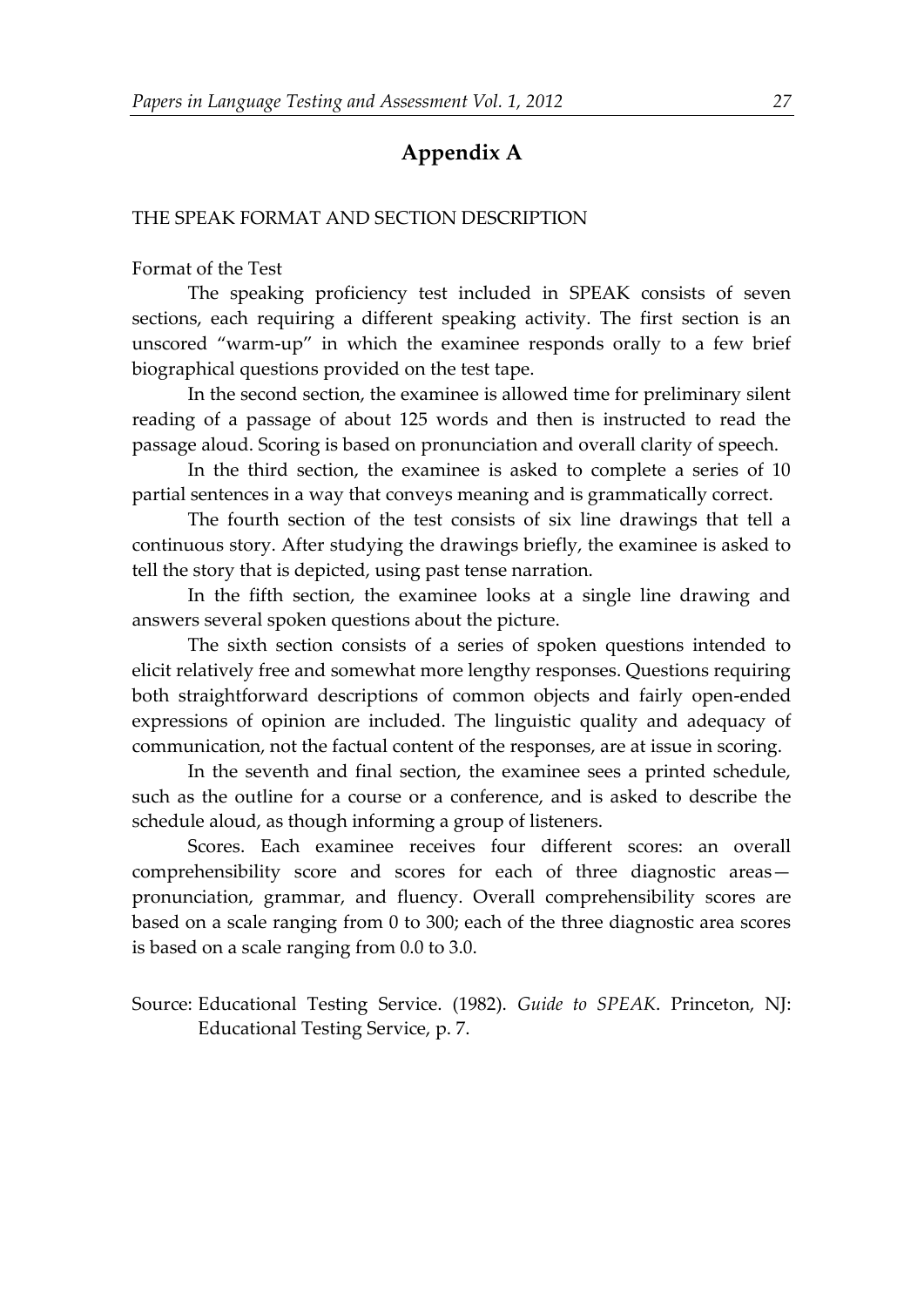# Appendix A

THE SPEAK FORMAT AND SECTION DESCRIPTION

Format of the Test

The speaking proficiency test included in SPEAK consists of seven sections, each requiring a different speaking activity. The first section is an unscored "warm-up" in which the examinee responds orally to a few brief biographical questions provided on the test tape.

In the second section, the examinee is allowed time for preliminary silent reading of a passage of about 125 words and then is instructed to read the passage aloud. Scoring is based on pronunciation and overall clarity of speech.

In the third section, the examinee is asked to complete a series of 10 partial sentences in a way that conveys meaning and is grammatically correct.

The fourth section of the test consists of six line drawings that tell a continuous story. After studying the drawings briefly, the examinee is asked to tell the story that is depicted, using past tense narration.

In the fifth section, the examinee looks at a single line drawing and answers several spoken questions about the picture.

The sixth section consists of a series of spoken questions intended to elicit relatively free and somewhat more lengthy responses. Questions requiring both straightforward descriptions of common objects and fairly open-ended expressions of opinion are included. The linguistic quality and adequacy of communication, not the factual content of the responses, are at issue in scoring.

In the seventh and final section, the examinee sees a printed schedule, such as the outline for a course or a conference, and is asked to describe the schedule aloud, as though informing a group of listeners.

Scores. Each examinee receives four different scores: an overall comprehensibility score and scores for each of three diagnostic areas—pronunciation, grammar, and fluency. Overall comprehensibility scores are based on a scale ranging from 0 to 300; each of the three diagnostic area scores is based on a scale ranging from 0.0 to 3.0.

Source: Educational Testing Service. (1982). *Guide to SPEAK*. Princeton, NJ: Educational Testing Service, p. 7.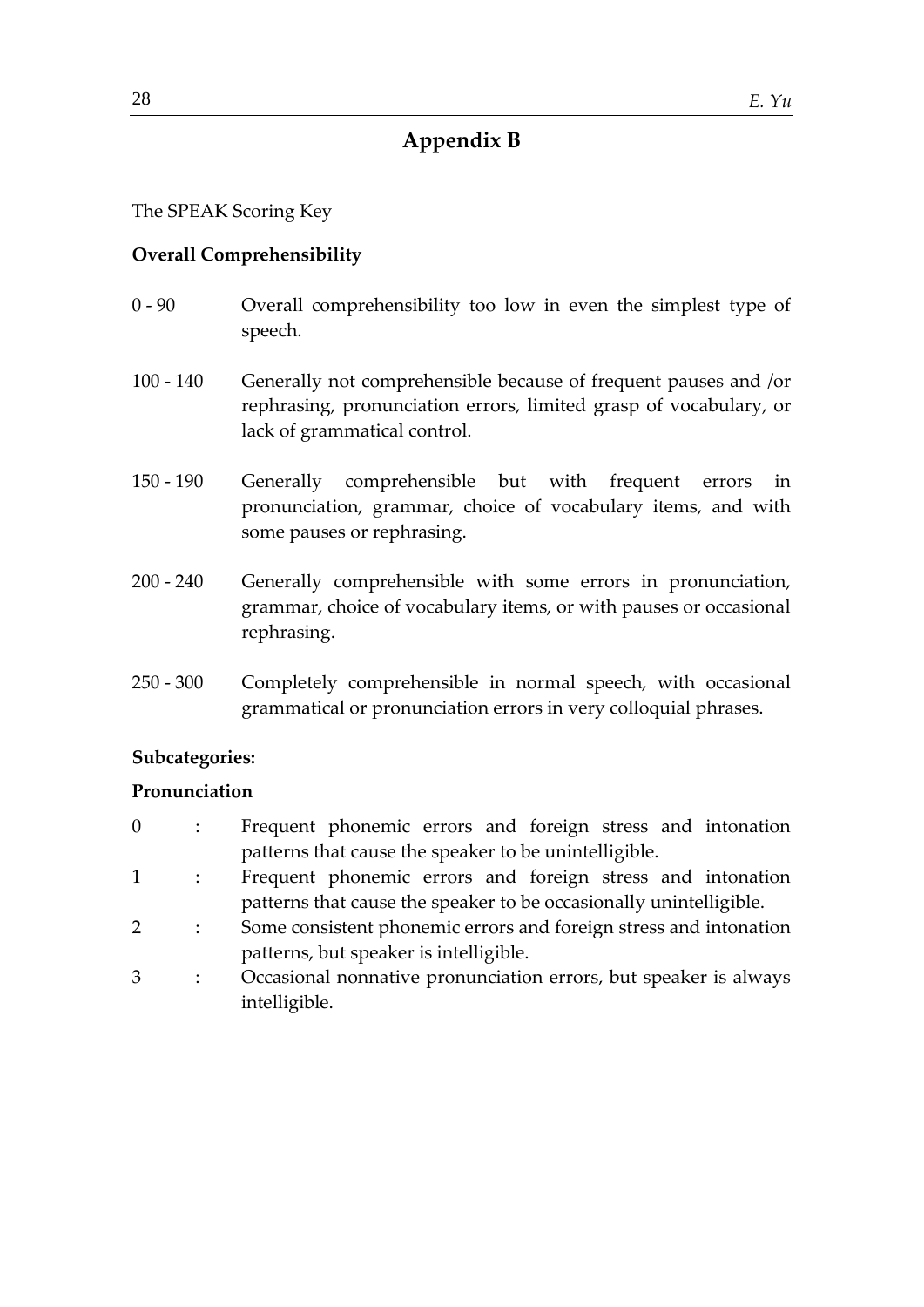# Appendix B

The SPEAK Scoring Key

**Overall Comprehensibility**

| | |
|---|---|
| 0 - 90 | Overall comprehensibility too low in even the simplest type of speech. |
| 100 - 140 | Generally not comprehensible because of frequent pauses and /or rephrasing, pronunciation errors, limited grasp of vocabulary, or lack of grammatical control. |
| 150 - 190 | Generally comprehensible but with frequent errors in pronunciation, grammar, choice of vocabulary items, and with some pauses or rephrasing. |
| 200 - 240 | Generally comprehensible with some errors in pronunciation, grammar, choice of vocabulary items, or with pauses or occasional rephrasing. |
| 250 - 300 | Completely comprehensible in normal speech, with occasional grammatical or pronunciation errors in very colloquial phrases. |

**Subcategories:**

**Pronunciation**

| | | |
|---|---|---|
| 0 | : | Frequent phonemic errors and foreign stress and intonation patterns that cause the speaker to be unintelligible. |
| 1 | : | Frequent phonemic errors and foreign stress and intonation patterns that cause the speaker to be occasionally unintelligible. |
| 2 | : | Some consistent phonemic errors and foreign stress and intonation patterns, but speaker is intelligible. |
| 3 | : | Occasional nonnative pronunciation errors, but speaker is always intelligible. |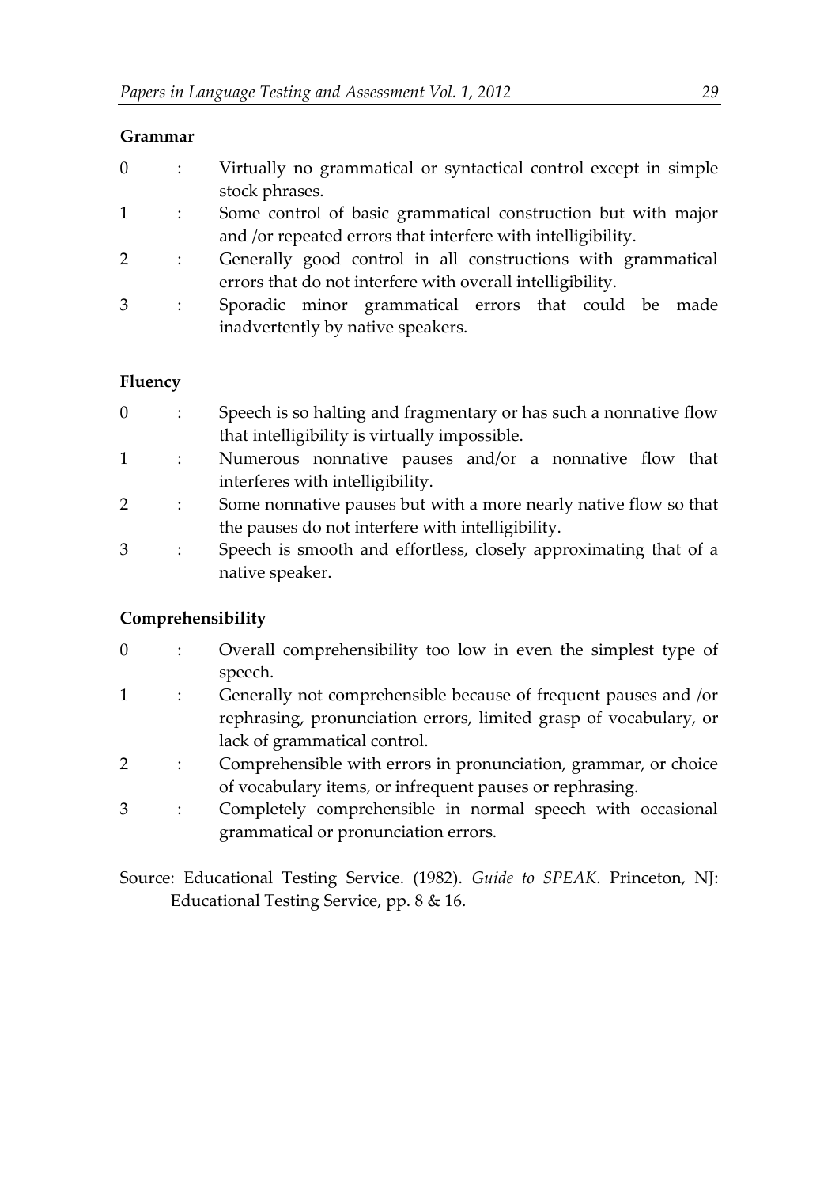**Grammar**

0 : Virtually no grammatical or syntactical control except in simple stock phrases.

1 : Some control of basic grammatical construction but with major and /or repeated errors that interfere with intelligibility.

2 : Generally good control in all constructions with grammatical errors that do not interfere with overall intelligibility.

3 : Sporadic minor grammatical errors that could be made inadvertently by native speakers.

**Fluency**

0 : Speech is so halting and fragmentary or has such a nonnative flow that intelligibility is virtually impossible.

1 : Numerous nonnative pauses and/or a nonnative flow that interferes with intelligibility.

2 : Some nonnative pauses but with a more nearly native flow so that the pauses do not interfere with intelligibility.

3 : Speech is smooth and effortless, closely approximating that of a native speaker.

**Comprehensibility**

0 : Overall comprehensibility too low in even the simplest type of speech.

1 : Generally not comprehensible because of frequent pauses and /or rephrasing, pronunciation errors, limited grasp of vocabulary, or lack of grammatical control.

2 : Comprehensible with errors in pronunciation, grammar, or choice of vocabulary items, or infrequent pauses or rephrasing.

3 : Completely comprehensible in normal speech with occasional grammatical or pronunciation errors.

Source: Educational Testing Service. (1982). *Guide to SPEAK*. Princeton, NJ: Educational Testing Service, pp. 8 & 16.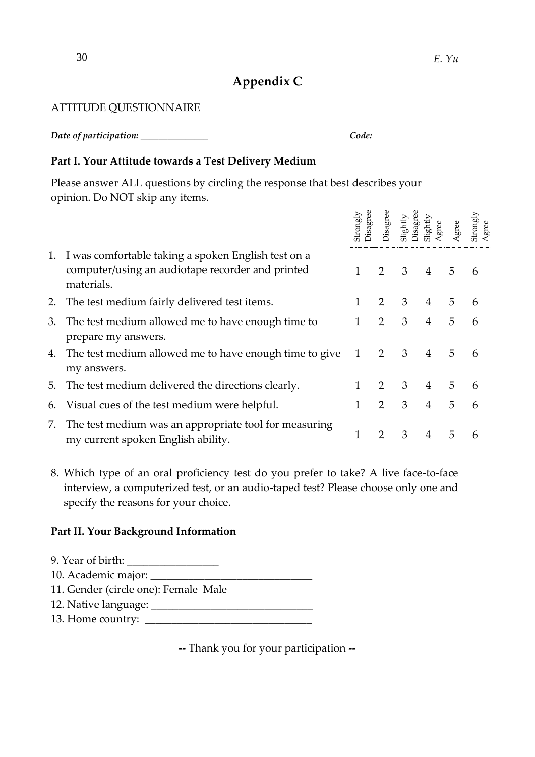## Appendix C

ATTITUDE QUESTIONNAIRE

*Date of participation:* ______________ *Code:*

**Part I. Your Attitude towards a Test Delivery Medium**

Please answer ALL questions by circling the response that best describes your opinion. Do NOT skip any items.

| | Strongly Disagree | Disagree | Slightly Disagree | Slightly Agree | Agree | Strongly Agree |
|---|---|---|---|---|---|---|
| 1. I was comfortable taking a spoken English test on a computer/using an audiotape recorder and printed materials. | 1 | 2 | 3 | 4 | 5 | 6 |
| 2. The test medium fairly delivered test items. | 1 | 2 | 3 | 4 | 5 | 6 |
| 3. The test medium allowed me to have enough time to prepare my answers. | 1 | 2 | 3 | 4 | 5 | 6 |
| 4. The test medium allowed me to have enough time to give my answers. | 1 | 2 | 3 | 4 | 5 | 6 |
| 5. The test medium delivered the directions clearly. | 1 | 2 | 3 | 4 | 5 | 6 |
| 6. Visual cues of the test medium were helpful. | 1 | 2 | 3 | 4 | 5 | 6 |
| 7. The test medium was an appropriate tool for measuring my current spoken English ability. | 1 | 2 | 3 | 4 | 5 | 6 |

8. Which type of an oral proficiency test do you prefer to take? A live face-to-face interview, a computerized test, or an audio-taped test? Please choose only one and specify the reasons for your choice.

**Part II. Your Background Information**

9. Year of birth: _________________
10. Academic major: ______________________________
11. Gender (circle one): Female Male
12. Native language: ______________________________
13. Home country: ______________________________

-- Thank you for your participation --